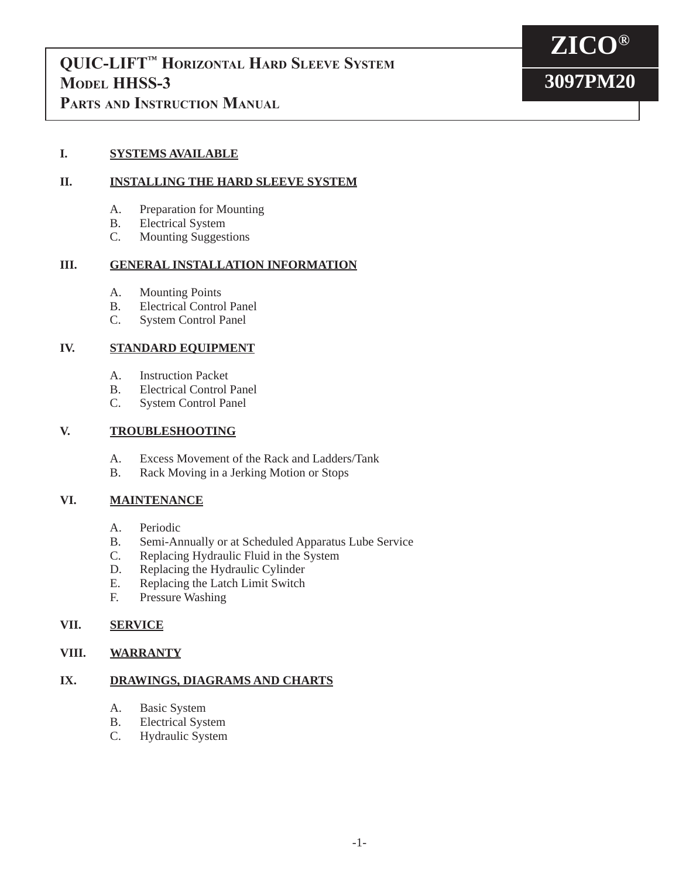# QUIC-LIFT™ Horizontal Hard Sleeve System
# Model HHSS-3
# Parts and Instruction Manual

**ZICO®**

**3097PM20**

**I. SYSTEMS AVAILABLE**

**II. INSTALLING THE HARD SLEEVE SYSTEM**

A. Preparation for Mounting
B. Electrical System
C. Mounting Suggestions

**III. GENERAL INSTALLATION INFORMATION**

A. Mounting Points
B. Electrical Control Panel
C. System Control Panel

**IV. STANDARD EQUIPMENT**

A. Instruction Packet
B. Electrical Control Panel
C. System Control Panel

**V. TROUBLESHOOTING**

A. Excess Movement of the Rack and Ladders/Tank
B. Rack Moving in a Jerking Motion or Stops

**VI. MAINTENANCE**

A. Periodic
B. Semi-Annually or at Scheduled Apparatus Lube Service
C. Replacing Hydraulic Fluid in the System
D. Replacing the Hydraulic Cylinder
E. Replacing the Latch Limit Switch
F. Pressure Washing

**VII. SERVICE**

**VIII. WARRANTY**

**IX. DRAWINGS, DIAGRAMS AND CHARTS**

A. Basic System
B. Electrical System
C. Hydraulic System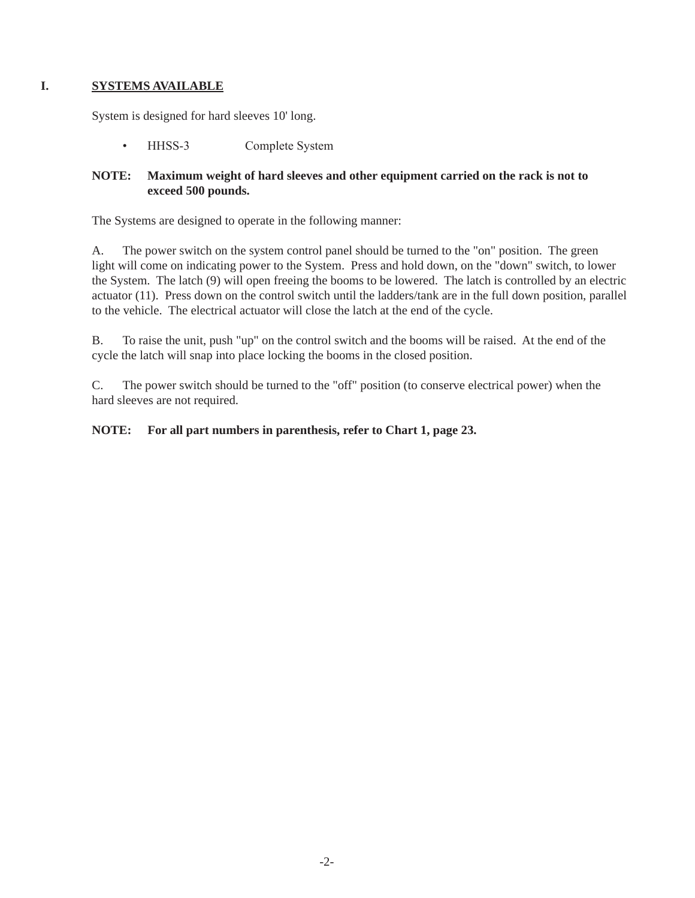## I. SYSTEMS AVAILABLE

System is designed for hard sleeves 10' long.

- HHSS-3 Complete System

**NOTE: Maximum weight of hard sleeves and other equipment carried on the rack is not to exceed 500 pounds.**

The Systems are designed to operate in the following manner:

A. The power switch on the system control panel should be turned to the "on" position. The green light will come on indicating power to the System. Press and hold down, on the "down" switch, to lower the System. The latch (9) will open freeing the booms to be lowered. The latch is controlled by an electric actuator (11). Press down on the control switch until the ladders/tank are in the full down position, parallel to the vehicle. The electrical actuator will close the latch at the end of the cycle.

B. To raise the unit, push "up" on the control switch and the booms will be raised. At the end of the cycle the latch will snap into place locking the booms in the closed position.

C. The power switch should be turned to the "off" position (to conserve electrical power) when the hard sleeves are not required.

**NOTE: For all part numbers in parenthesis, refer to Chart 1, page 23.**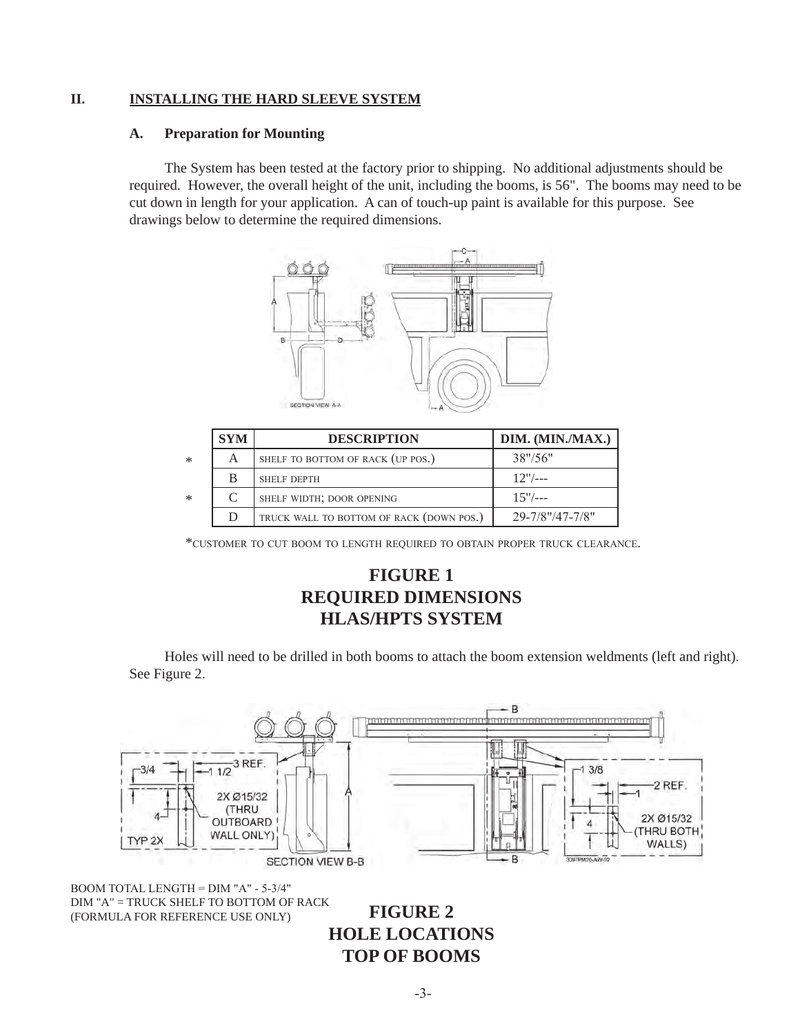## II. INSTALLING THE HARD SLEEVE SYSTEM

### A. Preparation for Mounting

The System has been tested at the factory prior to shipping. No additional adjustments should be required. However, the overall height of the unit, including the booms, is 56". The booms may need to be cut down in length for your application. A can of touch-up paint is available for this purpose. See drawings below to determine the required dimensions.

| | SYM | DESCRIPTION | DIM. (MIN./MAX.) |
|---|---|---|---|
| * | A | SHELF TO BOTTOM OF RACK (UP POS.) | 38"/56" |
| | B | SHELF DEPTH | 12"/--- |
| * | C | SHELF WIDTH; DOOR OPENING | 15"/--- |
| | D | TRUCK WALL TO BOTTOM OF RACK (DOWN POS.) | 29-7/8"/47-7/8" |

*CUSTOMER TO CUT BOOM TO LENGTH REQUIRED TO OBTAIN PROPER TRUCK CLEARANCE.

**FIGURE 1**
**REQUIRED DIMENSIONS**
**HLAS/HPTS SYSTEM**

Holes will need to be drilled in both booms to attach the boom extension weldments (left and right). See Figure 2.

BOOM TOTAL LENGTH = DIM "A" - 5-3/4"
DIM "A" = TRUCK SHELF TO BOTTOM OF RACK
(FORMULA FOR REFERENCE USE ONLY)

**FIGURE 2**
**HOLE LOCATIONS**
**TOP OF BOOMS**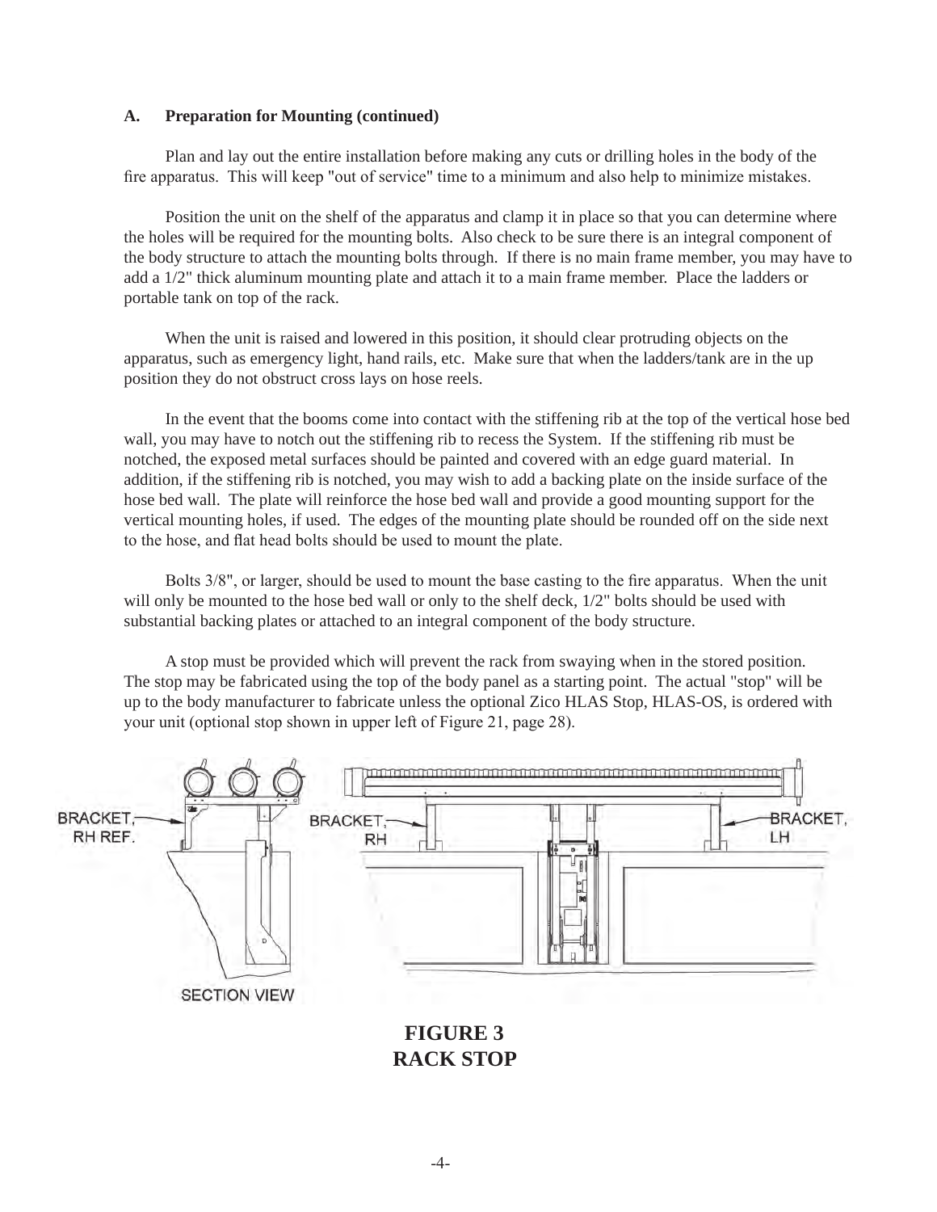**A. Preparation for Mounting (continued)**

Plan and lay out the entire installation before making any cuts or drilling holes in the body of the fire apparatus. This will keep "out of service" time to a minimum and also help to minimize mistakes.

Position the unit on the shelf of the apparatus and clamp it in place so that you can determine where the holes will be required for the mounting bolts. Also check to be sure there is an integral component of the body structure to attach the mounting bolts through. If there is no main frame member, you may have to add a 1/2" thick aluminum mounting plate and attach it to a main frame member. Place the ladders or portable tank on top of the rack.

When the unit is raised and lowered in this position, it should clear protruding objects on the apparatus, such as emergency light, hand rails, etc. Make sure that when the ladders/tank are in the up position they do not obstruct cross lays on hose reels.

In the event that the booms come into contact with the stiffening rib at the top of the vertical hose bed wall, you may have to notch out the stiffening rib to recess the System. If the stiffening rib must be notched, the exposed metal surfaces should be painted and covered with an edge guard material. In addition, if the stiffening rib is notched, you may wish to add a backing plate on the inside surface of the hose bed wall. The plate will reinforce the hose bed wall and provide a good mounting support for the vertical mounting holes, if used. The edges of the mounting plate should be rounded off on the side next to the hose, and flat head bolts should be used to mount the plate.

Bolts 3/8", or larger, should be used to mount the base casting to the fire apparatus. When the unit will only be mounted to the hose bed wall or only to the shelf deck, 1/2" bolts should be used with substantial backing plates or attached to an integral component of the body structure.

A stop must be provided which will prevent the rack from swaying when in the stored position. The stop may be fabricated using the top of the body panel as a starting point. The actual "stop" will be up to the body manufacturer to fabricate unless the optional Zico HLAS Stop, HLAS-OS, is ordered with your unit (optional stop shown in upper left of Figure 21, page 28).

BRACKET, RH REF.

SECTION VIEW

BRACKET, RH

BRACKET, LH

**FIGURE 3**
**RACK STOP**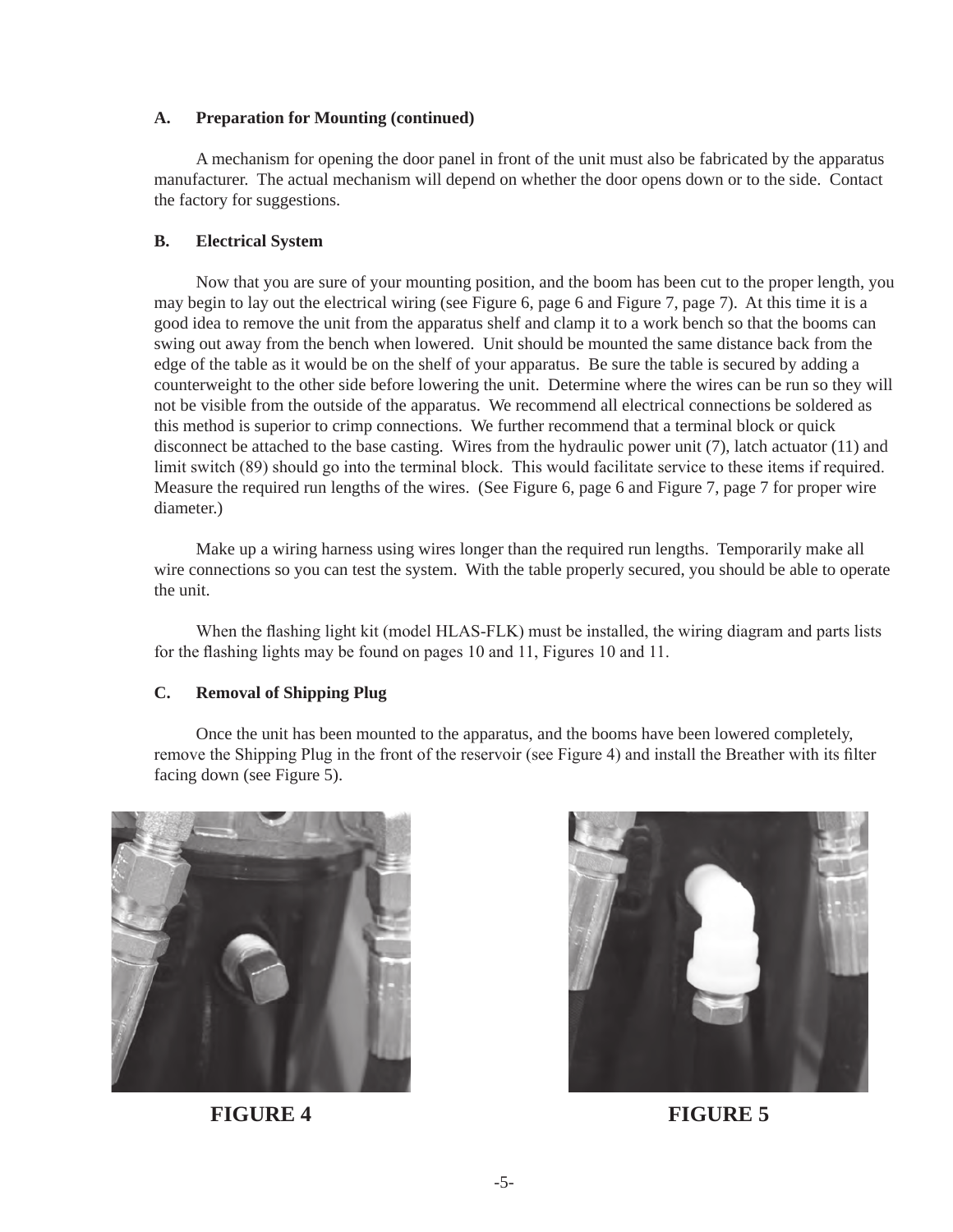### A. Preparation for Mounting (continued)

A mechanism for opening the door panel in front of the unit must also be fabricated by the apparatus manufacturer. The actual mechanism will depend on whether the door opens down or to the side. Contact the factory for suggestions.

### B. Electrical System

Now that you are sure of your mounting position, and the boom has been cut to the proper length, you may begin to lay out the electrical wiring (see Figure 6, page 6 and Figure 7, page 7). At this time it is a good idea to remove the unit from the apparatus shelf and clamp it to a work bench so that the booms can swing out away from the bench when lowered. Unit should be mounted the same distance back from the edge of the table as it would be on the shelf of your apparatus. Be sure the table is secured by adding a counterweight to the other side before lowering the unit. Determine where the wires can be run so they will not be visible from the outside of the apparatus. We recommend all electrical connections be soldered as this method is superior to crimp connections. We further recommend that a terminal block or quick disconnect be attached to the base casting. Wires from the hydraulic power unit (7), latch actuator (11) and limit switch (89) should go into the terminal block. This would facilitate service to these items if required. Measure the required run lengths of the wires. (See Figure 6, page 6 and Figure 7, page 7 for proper wire diameter.)

Make up a wiring harness using wires longer than the required run lengths. Temporarily make all wire connections so you can test the system. With the table properly secured, you should be able to operate the unit.

When the flashing light kit (model HLAS-FLK) must be installed, the wiring diagram and parts lists for the flashing lights may be found on pages 10 and 11, Figures 10 and 11.

### C. Removal of Shipping Plug

Once the unit has been mounted to the apparatus, and the booms have been lowered completely, remove the Shipping Plug in the front of the reservoir (see Figure 4) and install the Breather with its filter facing down (see Figure 5).

**FIGURE 4**

**FIGURE 5**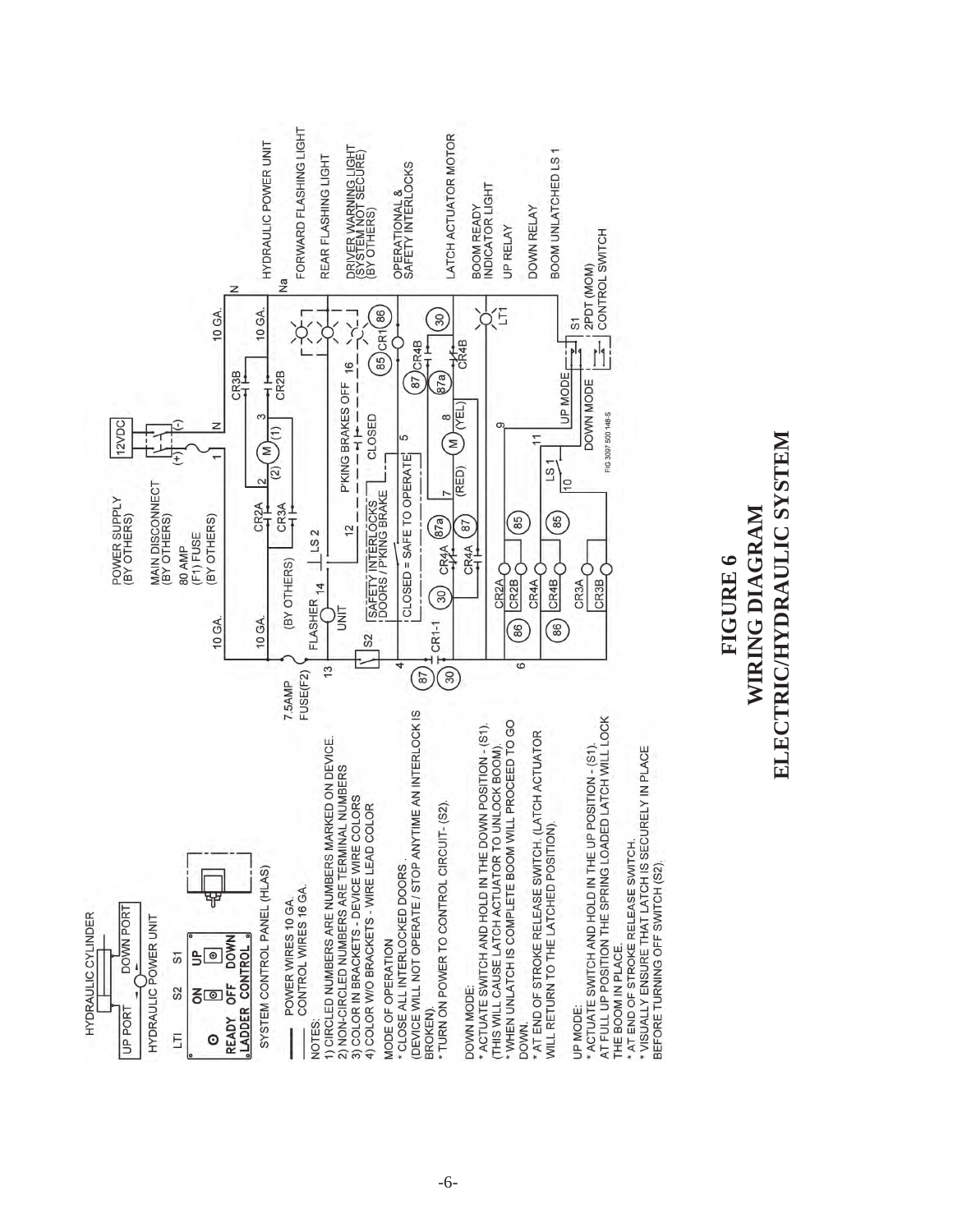HYDRAULIC CYLINDER

UP PORT DOWN PORT

HYDRAULIC POWER UNIT

LTI S2 S1

READY ON OFF UP DOWN

LADDER CONTROL

SYSTEM CONTROL PANEL (HLAS)

POWER WIRES 10 GA.
CONTROL WIRES 16 GA.

NOTES:
1) CIRCLED NUMBERS ARE NUMBERS MARKED ON DEVICE.
2) NON-CIRCLED NUMBERS ARE TERMINAL NUMBERS
3) COLOR IN BRACKETS - DEVICE WIRE COLORS
4) COLOR W/O BRACKETS - WIRE LEAD COLOR

MODE OF OPERATION
* CLOSE ALL INTERLOCKED DOORS.
(DEVICE WILL NOT OPERATE / STOP ANYTIME AN INTERLOCK IS BROKEN).
* TURN ON POWER TO CONTROL CIRCUIT- (S2).

DOWN MODE:
* ACTUATE SWITCH AND HOLD IN THE DOWN POSITION - (S1).
(THIS WILL CAUSE LATCH ACTUATOR TO UNLOCK BOOM).
* WHEN UNLATCH IS COMPLETE BOOM WILL PROCEED TO GO DOWN.
* AT END OF STROKE RELEASE SWITCH. (LATCH ACTUATOR WILL RETURN TO THE LATCHED POSITION).

UP MODE:
* ACTUATE SWITCH AND HOLD IN THE UP POSITION - (S1).
AT FULL UP POSITION THE SPRING LOADED LATCH WILL LOCK THE BOOM IN PLACE.
* AT END OF STROKE RELEASE SWITCH.
* VISUALLY ENSURE THAT LATCH IS SECURELY IN PLACE BEFORE TURNING OFF SWITCH (S2).

POWER SUPPLY (BY OTHERS)
MAIN DISCONNECT (BY OTHERS)
80 AMP (F1) FUSE (BY OTHERS)
12VDC
7.5AMP FUSE(F2)
FLASHER UNIT (BY OTHERS)
LS 2
SAFETY INTERLOCKS DOORS / P'KING BRAKE
CLOSED = SAFE TO OPERATE
P'KING BRAKES OFF
CLOSED
CR1-1
CR2A CR2B CR3A CR3B CR4A CR4B CR1
LS 1
UP MODE
DOWN MODE
S1 2PDT (MOM) CONTROL SWITCH
LT1
FIG 3097 500 148-S

HYDRAULIC POWER UNIT
FORWARD FLASHING LIGHT
REAR FLASHING LIGHT
DRIVER WARNING LIGHT (SYSTEM NOT SECURE) (BY OTHERS)
OPERATIONAL & SAFETY INTERLOCKS
LATCH ACTUATOR MOTOR
BOOM READY INDICATOR LIGHT
UP RELAY
DOWN RELAY
BOOM UNLATCHED LS 1

**FIGURE 6**
**WIRING DIAGRAM**
**ELECTRIC/HYDRAULIC SYSTEM**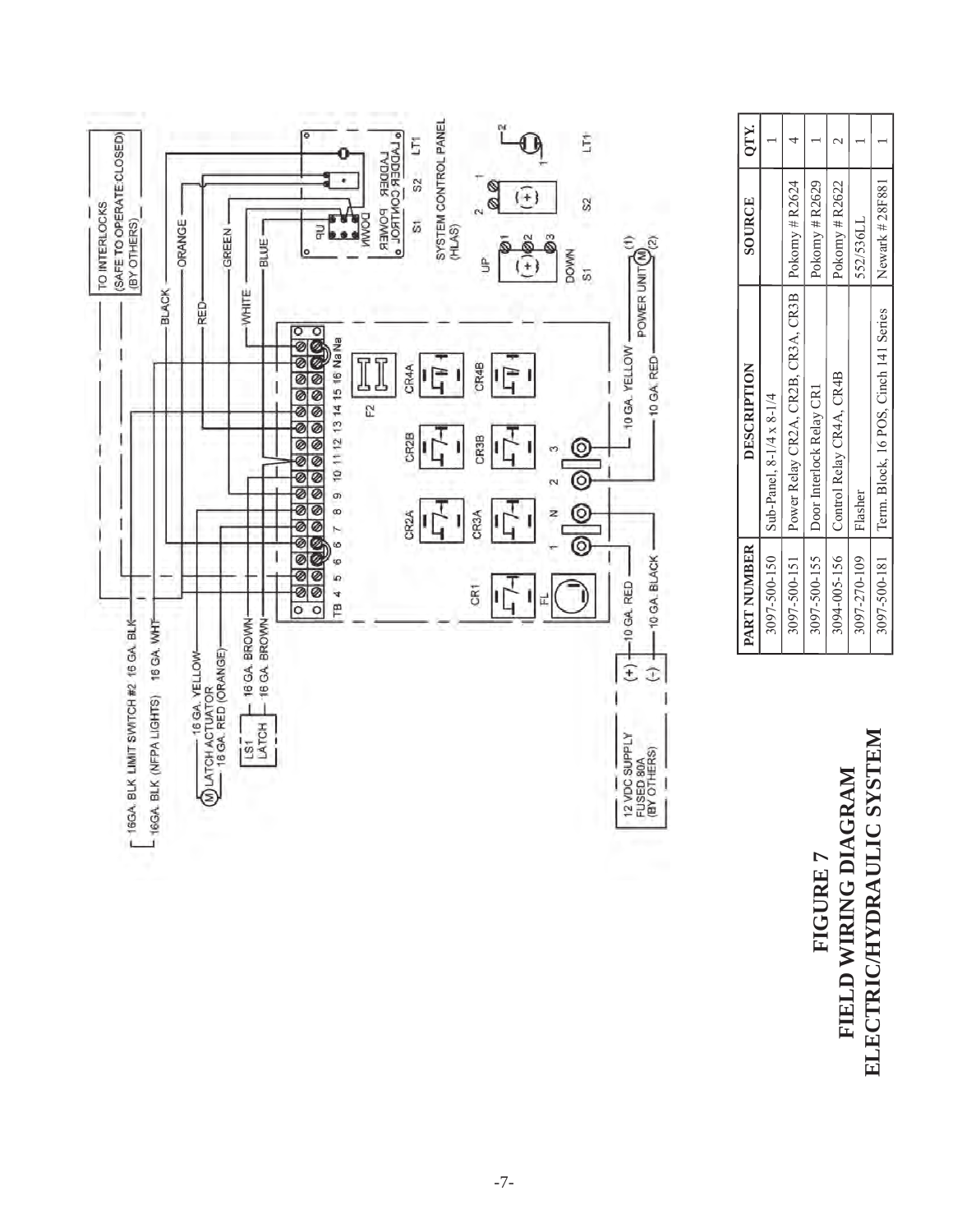| PART NUMBER | DESCRIPTION | SOURCE | QTY. |
|---|---|---|---|
| 3097-500-150 | Sub-Panel, 8-1/4 x 8-1/4 | | 1 |
| 3097-500-151 | Power Relay CR2A, CR2B, CR3A, CR3B | Pokorny # R2624 | 4 |
| 3097-500-155 | Door Interlock Relay CR1 | Pokorny # R2629 | 1 |
| 3094-005-156 | Control Relay CR4A, CR4B | Pokorny # R2622 | 2 |
| 3097-270-109 | Flasher | 552/536LL | 1 |
| 3097-500-181 | Term. Block, 16 POS, Cinch 141 Series | Newark # 28F881 | 1 |

# FIGURE 7
## FIELD WIRING DIAGRAM
## ELECTRIC/HYDRAULIC SYSTEM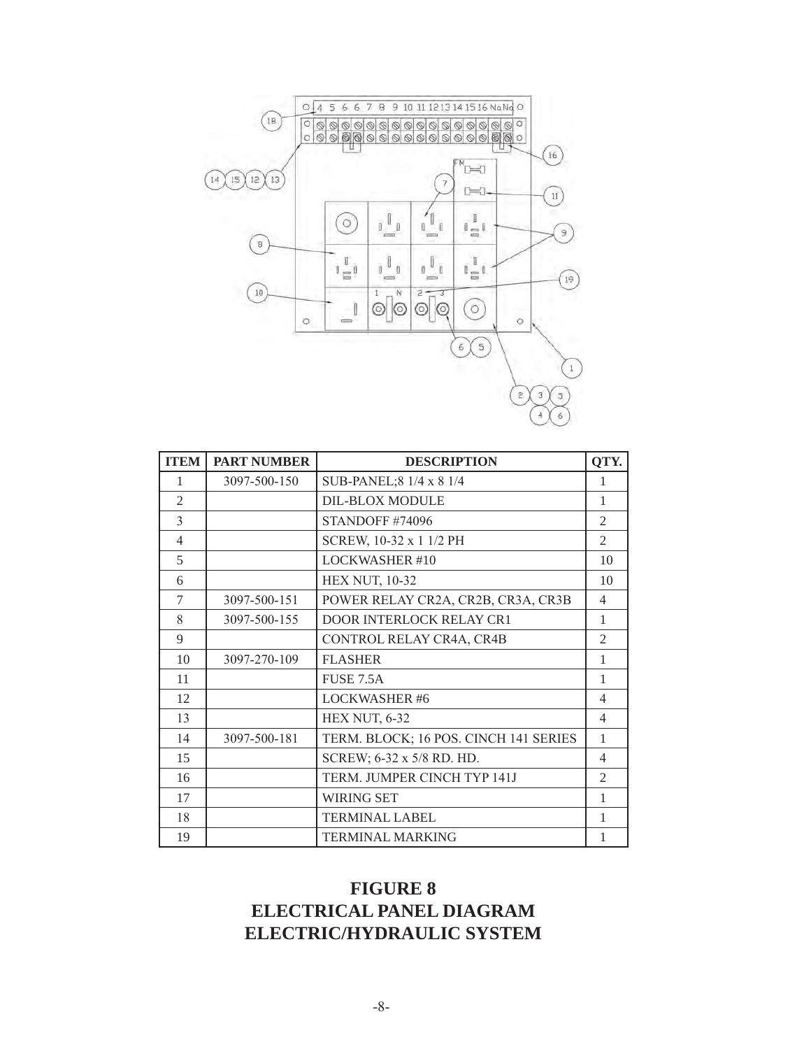| ITEM | PART NUMBER | DESCRIPTION | QTY. |
|---|---|---|---|
| 1 | 3097-500-150 | SUB-PANEL;8 1/4 x 8 1/4 | 1 |
| 2 | | DIL-BLOX MODULE | 1 |
| 3 | | STANDOFF #74096 | 2 |
| 4 | | SCREW, 10-32 x 1 1/2 PH | 2 |
| 5 | | LOCKWASHER #10 | 10 |
| 6 | | HEX NUT, 10-32 | 10 |
| 7 | 3097-500-151 | POWER RELAY CR2A, CR2B, CR3A, CR3B | 4 |
| 8 | 3097-500-155 | DOOR INTERLOCK RELAY CR1 | 1 |
| 9 | | CONTROL RELAY CR4A, CR4B | 2 |
| 10 | 3097-270-109 | FLASHER | 1 |
| 11 | | FUSE 7.5A | 1 |
| 12 | | LOCKWASHER #6 | 4 |
| 13 | | HEX NUT, 6-32 | 4 |
| 14 | 3097-500-181 | TERM. BLOCK; 16 POS. CINCH 141 SERIES | 1 |
| 15 | | SCREW; 6-32 x 5/8 RD. HD. | 4 |
| 16 | | TERM. JUMPER CINCH TYP 141J | 2 |
| 17 | | WIRING SET | 1 |
| 18 | | TERMINAL LABEL | 1 |
| 19 | | TERMINAL MARKING | 1 |

## FIGURE 8
## ELECTRICAL PANEL DIAGRAM
## ELECTRIC/HYDRAULIC SYSTEM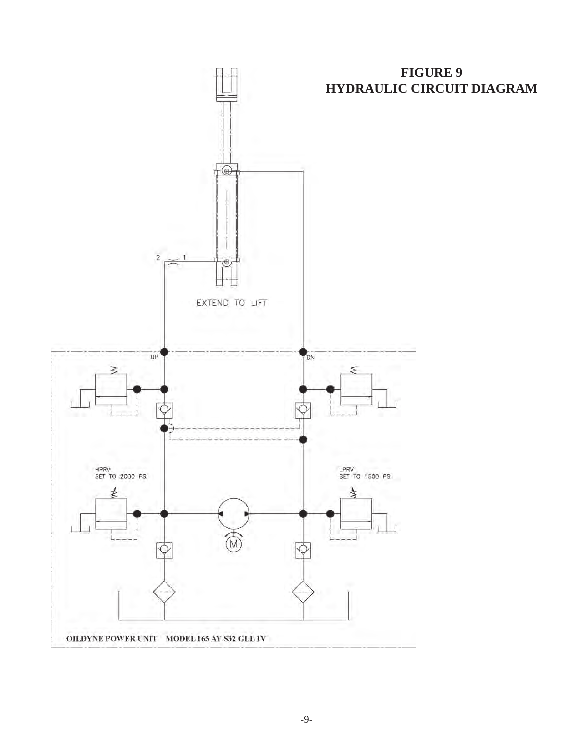# FIGURE 9
# HYDRAULIC CIRCUIT DIAGRAM

2 1

EXTEND TO LIFT

UP

DN

HPRV
SET TO 2000 PSI

LPRV
SET TO 1500 PSI

M

OILDYNE POWER UNIT MODEL 165 AY S32 GLL 1V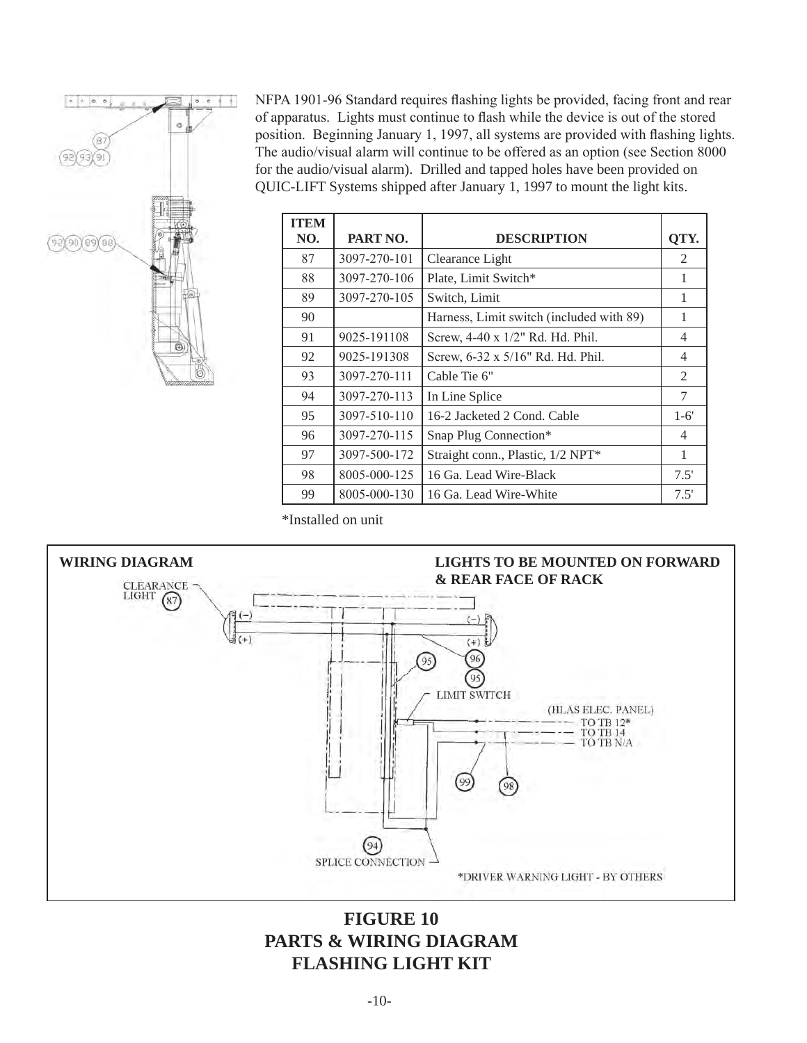NFPA 1901-96 Standard requires flashing lights be provided, facing front and rear of apparatus. Lights must continue to flash while the device is out of the stored position. Beginning January 1, 1997, all systems are provided with flashing lights. The audio/visual alarm will continue to be offered as an option (see Section 8000 for the audio/visual alarm). Drilled and tapped holes have been provided on QUIC-LIFT Systems shipped after January 1, 1997 to mount the light kits.

| ITEM NO. | PART NO. | DESCRIPTION | QTY. |
|---|---|---|---|
| 87 | 3097-270-101 | Clearance Light | 2 |
| 88 | 3097-270-106 | Plate, Limit Switch* | 1 |
| 89 | 3097-270-105 | Switch, Limit | 1 |
| 90 | | Harness, Limit switch (included with 89) | 1 |
| 91 | 9025-191108 | Screw, 4-40 x 1/2" Rd. Hd. Phil. | 4 |
| 92 | 9025-191308 | Screw, 6-32 x 5/16" Rd. Hd. Phil. | 4 |
| 93 | 3097-270-111 | Cable Tie 6" | 2 |
| 94 | 3097-270-113 | In Line Splice | 7 |
| 95 | 3097-510-110 | 16-2 Jacketed 2 Cond. Cable | 1-6' |
| 96 | 3097-270-115 | Snap Plug Connection* | 4 |
| 97 | 3097-500-172 | Straight conn., Plastic, 1/2 NPT* | 1 |
| 98 | 8005-000-125 | 16 Ga. Lead Wire-Black | 7.5' |
| 99 | 8005-000-130 | 16 Ga. Lead Wire-White | 7.5' |

*Installed on unit

**WIRING DIAGRAM**

**LIGHTS TO BE MOUNTED ON FORWARD & REAR FACE OF RACK**

CLEARANCE LIGHT (87)

LIMIT SWITCH

(HLAS ELEC. PANEL)
TO TB 12*
TO TB 14
TO TB N/A

SPLICE CONNECTION (94)

*DRIVER WARNING LIGHT - BY OTHERS

## FIGURE 10
## PARTS & WIRING DIAGRAM
## FLASHING LIGHT KIT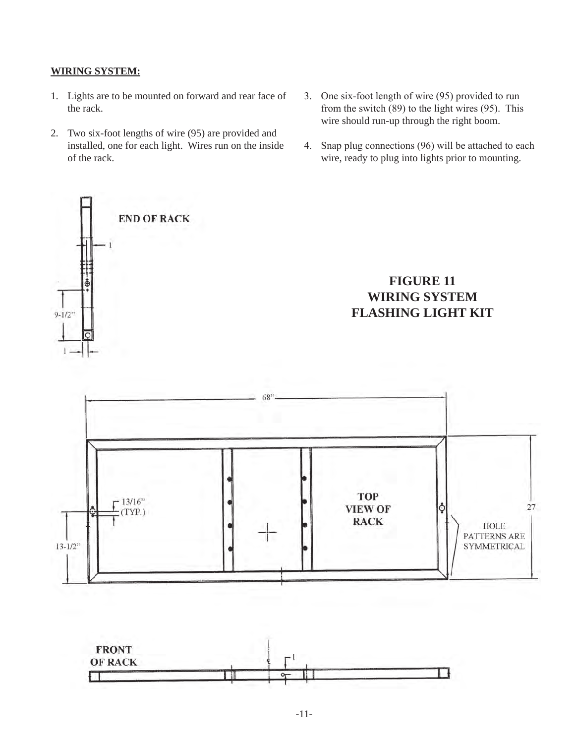**WIRING SYSTEM:**

1. Lights are to be mounted on forward and rear face of the rack.

2. Two six-foot lengths of wire (95) are provided and installed, one for each light. Wires run on the inside of the rack.

3. One six-foot length of wire (95) provided to run from the switch (89) to the light wires (95). This wire should run-up through the right boom.

4. Snap plug connections (96) will be attached to each wire, ready to plug into lights prior to mounting.

END OF RACK

1

9-1/2"

1

**FIGURE 11**
**WIRING SYSTEM**
**FLASHING LIGHT KIT**

68"

13/16" (TYP.)

TOP VIEW OF RACK

27

HOLE PATTERNS ARE SYMMETRICAL

13-1/2"

FRONT OF RACK

1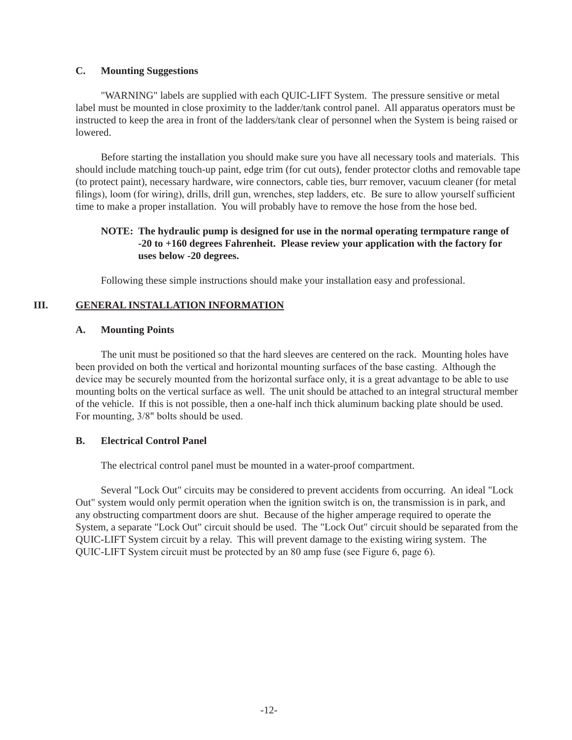### C. Mounting Suggestions

"WARNING" labels are supplied with each QUIC-LIFT System. The pressure sensitive or metal label must be mounted in close proximity to the ladder/tank control panel. All apparatus operators must be instructed to keep the area in front of the ladders/tank clear of personnel when the System is being raised or lowered.

Before starting the installation you should make sure you have all necessary tools and materials. This should include matching touch-up paint, edge trim (for cut outs), fender protector cloths and removable tape (to protect paint), necessary hardware, wire connectors, cable ties, burr remover, vacuum cleaner (for metal filings), loom (for wiring), drills, drill gun, wrenches, step ladders, etc. Be sure to allow yourself sufficient time to make a proper installation. You will probably have to remove the hose from the hose bed.

**NOTE: The hydraulic pump is designed for use in the normal operating termpature range of -20 to +160 degrees Fahrenheit. Please review your application with the factory for uses below -20 degrees.**

Following these simple instructions should make your installation easy and professional.

## III. GENERAL INSTALLATION INFORMATION

### A. Mounting Points

The unit must be positioned so that the hard sleeves are centered on the rack. Mounting holes have been provided on both the vertical and horizontal mounting surfaces of the base casting. Although the device may be securely mounted from the horizontal surface only, it is a great advantage to be able to use mounting bolts on the vertical surface as well. The unit should be attached to an integral structural member of the vehicle. If this is not possible, then a one-half inch thick aluminum backing plate should be used. For mounting, 3/8" bolts should be used.

### B. Electrical Control Panel

The electrical control panel must be mounted in a water-proof compartment.

Several "Lock Out" circuits may be considered to prevent accidents from occurring. An ideal "Lock Out" system would only permit operation when the ignition switch is on, the transmission is in park, and any obstructing compartment doors are shut. Because of the higher amperage required to operate the System, a separate "Lock Out" circuit should be used. The "Lock Out" circuit should be separated from the QUIC-LIFT System circuit by a relay. This will prevent damage to the existing wiring system. The QUIC-LIFT System circuit must be protected by an 80 amp fuse (see Figure 6, page 6).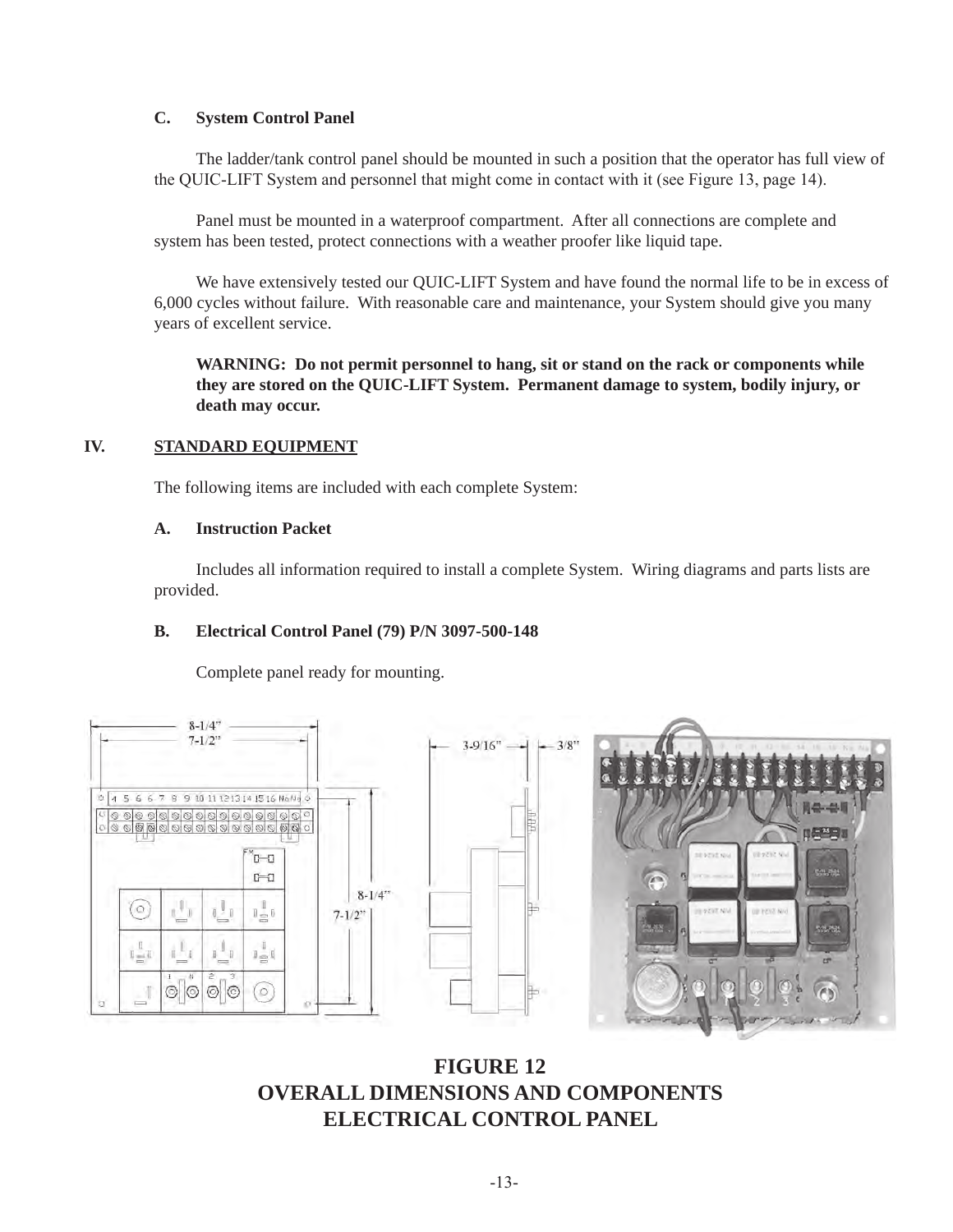### C. System Control Panel

The ladder/tank control panel should be mounted in such a position that the operator has full view of the QUIC-LIFT System and personnel that might come in contact with it (see Figure 13, page 14).

Panel must be mounted in a waterproof compartment. After all connections are complete and system has been tested, protect connections with a weather proofer like liquid tape.

We have extensively tested our QUIC-LIFT System and have found the normal life to be in excess of 6,000 cycles without failure. With reasonable care and maintenance, your System should give you many years of excellent service.

**WARNING: Do not permit personnel to hang, sit or stand on the rack or components while they are stored on the QUIC-LIFT System. Permanent damage to system, bodily injury, or death may occur.**

## IV. STANDARD EQUIPMENT

The following items are included with each complete System:

### A. Instruction Packet

Includes all information required to install a complete System. Wiring diagrams and parts lists are provided.

### B. Electrical Control Panel (79) P/N 3097-500-148

Complete panel ready for mounting.

**FIGURE 12**
**OVERALL DIMENSIONS AND COMPONENTS**
**ELECTRICAL CONTROL PANEL**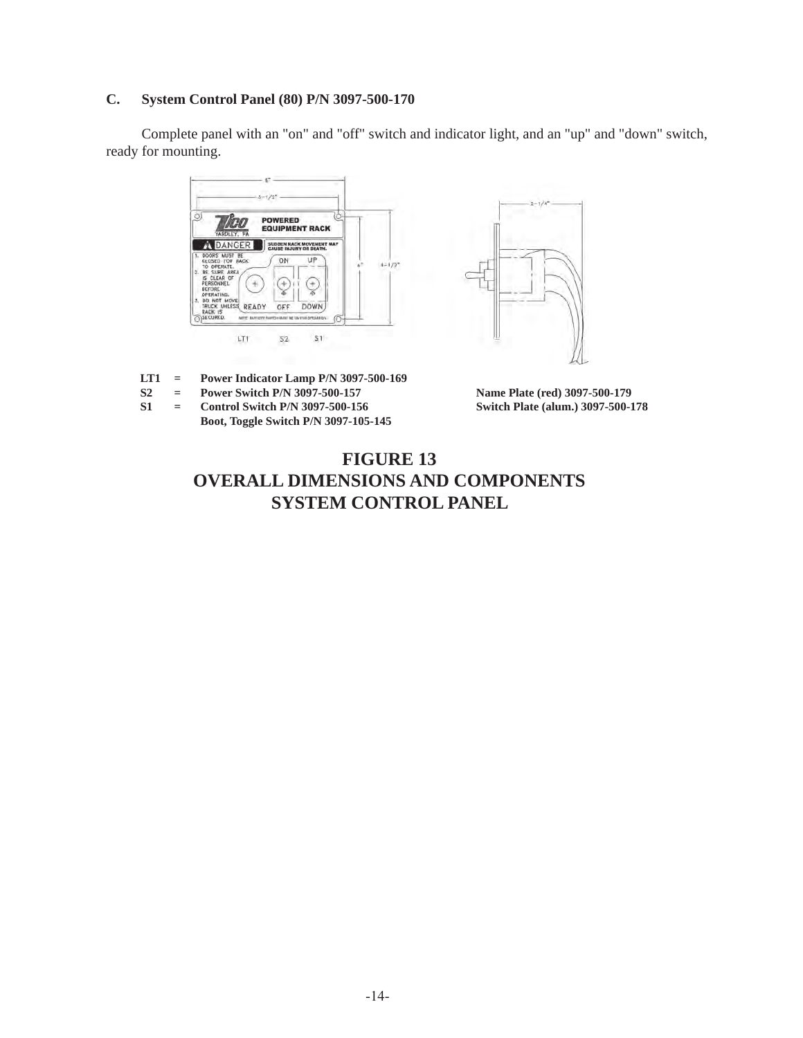### C. System Control Panel (80) P/N 3097-500-170

Complete panel with an "on" and "off" switch and indicator light, and an "up" and "down" switch, ready for mounting.

**LT1 = Power Indicator Lamp P/N 3097-500-169**
**S2 = Power Switch P/N 3097-500-157**
**S1 = Control Switch P/N 3097-500-156**
**Boot, Toggle Switch P/N 3097-105-145**

**Name Plate (red) 3097-500-179**
**Switch Plate (alum.) 3097-500-178**

## FIGURE 13
## OVERALL DIMENSIONS AND COMPONENTS
## SYSTEM CONTROL PANEL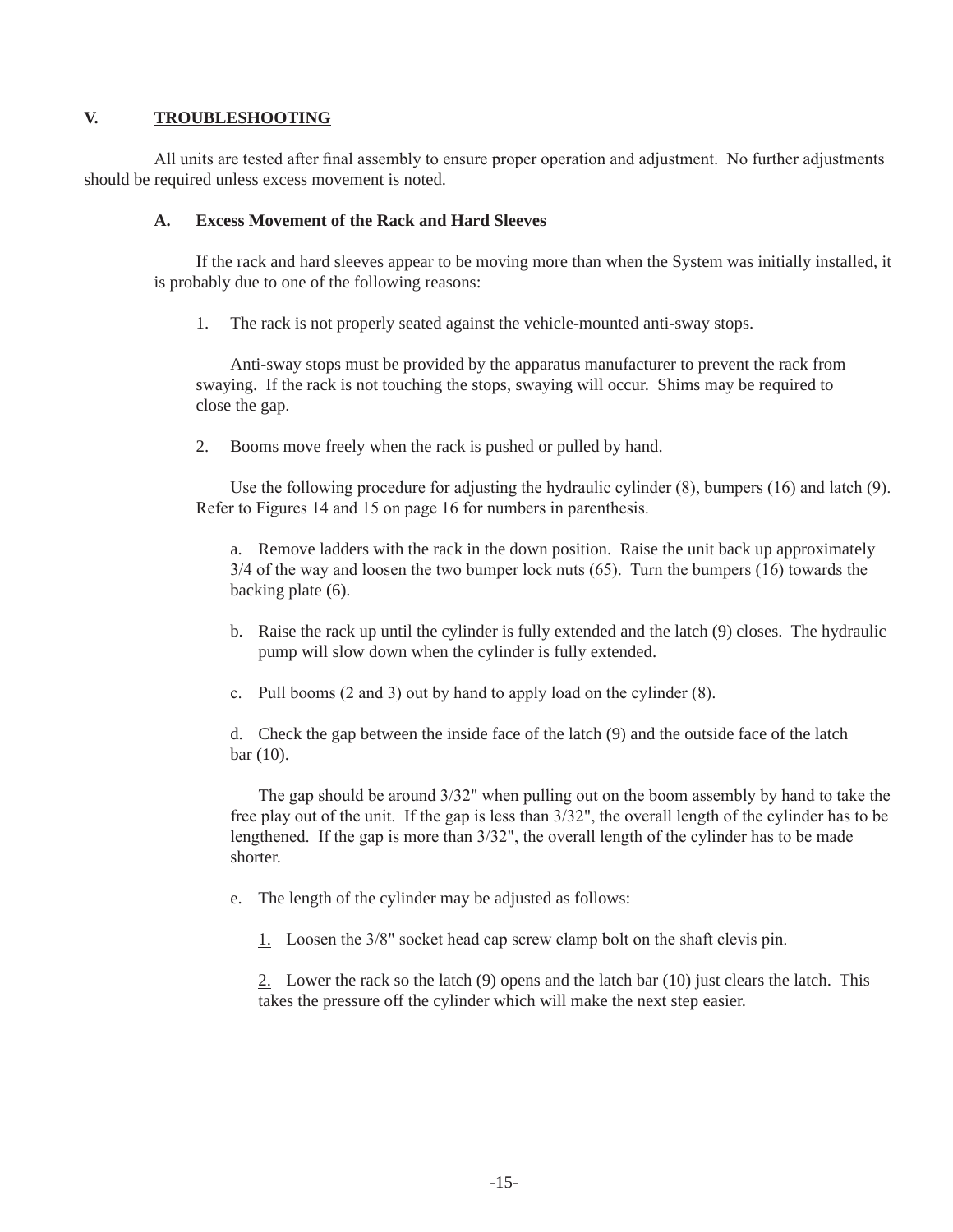## V. TROUBLESHOOTING

All units are tested after final assembly to ensure proper operation and adjustment. No further adjustments should be required unless excess movement is noted.

### A. Excess Movement of the Rack and Hard Sleeves

If the rack and hard sleeves appear to be moving more than when the System was initially installed, it is probably due to one of the following reasons:

1. The rack is not properly seated against the vehicle-mounted anti-sway stops.

   Anti-sway stops must be provided by the apparatus manufacturer to prevent the rack from swaying. If the rack is not touching the stops, swaying will occur. Shims may be required to close the gap.

2. Booms move freely when the rack is pushed or pulled by hand.

   Use the following procedure for adjusting the hydraulic cylinder (8), bumpers (16) and latch (9). Refer to Figures 14 and 15 on page 16 for numbers in parenthesis.

   a. Remove ladders with the rack in the down position. Raise the unit back up approximately 3/4 of the way and loosen the two bumper lock nuts (65). Turn the bumpers (16) towards the backing plate (6).

   b. Raise the rack up until the cylinder is fully extended and the latch (9) closes. The hydraulic pump will slow down when the cylinder is fully extended.

   c. Pull booms (2 and 3) out by hand to apply load on the cylinder (8).

   d. Check the gap between the inside face of the latch (9) and the outside face of the latch bar (10).

   The gap should be around 3/32" when pulling out on the boom assembly by hand to take the free play out of the unit. If the gap is less than 3/32", the overall length of the cylinder has to be lengthened. If the gap is more than 3/32", the overall length of the cylinder has to be made shorter.

   e. The length of the cylinder may be adjusted as follows:

   1. Loosen the 3/8" socket head cap screw clamp bolt on the shaft clevis pin.

   2. Lower the rack so the latch (9) opens and the latch bar (10) just clears the latch. This takes the pressure off the cylinder which will make the next step easier.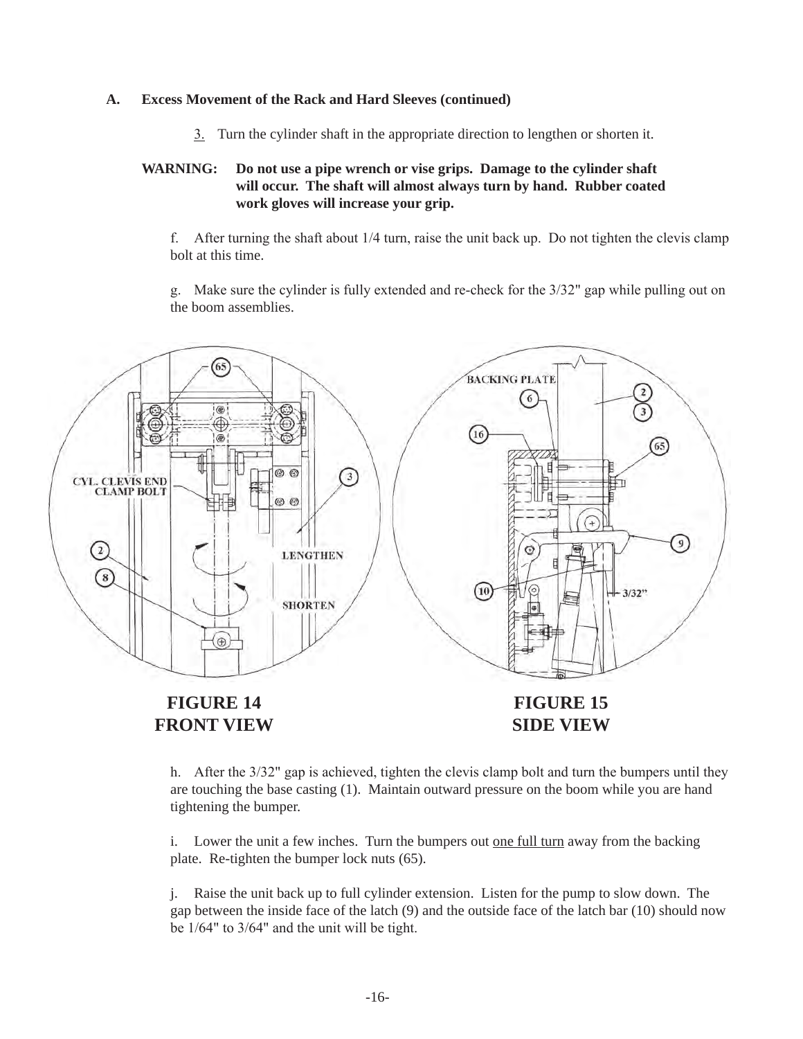### A. Excess Movement of the Rack and Hard Sleeves (continued)

3. Turn the cylinder shaft in the appropriate direction to lengthen or shorten it.

**WARNING: Do not use a pipe wrench or vise grips. Damage to the cylinder shaft will occur. The shaft will almost always turn by hand. Rubber coated work gloves will increase your grip.**

f. After turning the shaft about 1/4 turn, raise the unit back up. Do not tighten the clevis clamp bolt at this time.

g. Make sure the cylinder is fully extended and re-check for the 3/32" gap while pulling out on the boom assemblies.

**FIGURE 14**
**FRONT VIEW**

**FIGURE 15**
**SIDE VIEW**

h. After the 3/32" gap is achieved, tighten the clevis clamp bolt and turn the bumpers until they are touching the base casting (1). Maintain outward pressure on the boom while you are hand tightening the bumper.

i. Lower the unit a few inches. Turn the bumpers out <u>one full turn</u> away from the backing plate. Re-tighten the bumper lock nuts (65).

j. Raise the unit back up to full cylinder extension. Listen for the pump to slow down. The gap between the inside face of the latch (9) and the outside face of the latch bar (10) should now be 1/64" to 3/64" and the unit will be tight.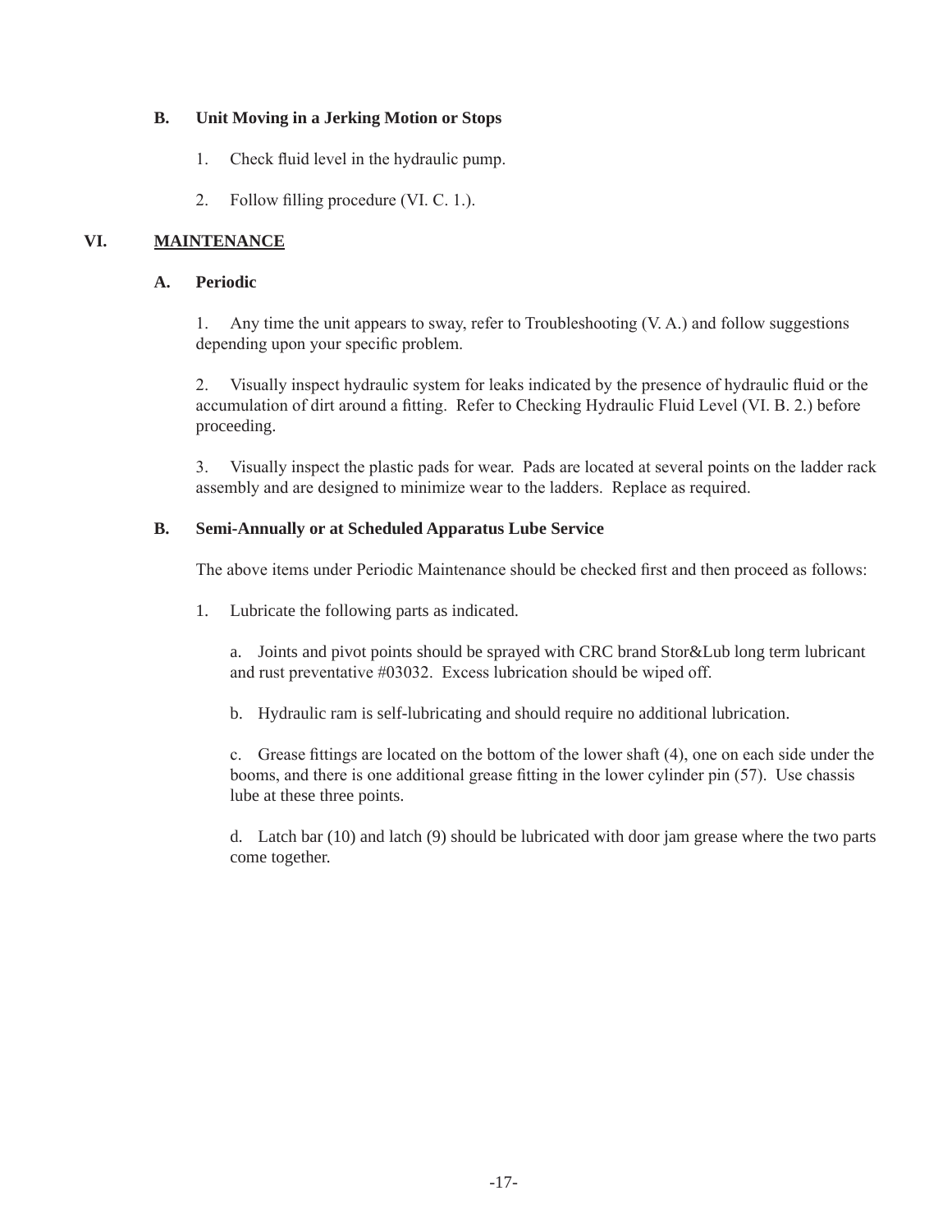### B. Unit Moving in a Jerking Motion or Stops

1. Check fluid level in the hydraulic pump.

2. Follow filling procedure (VI. C. 1.).

## VI. MAINTENANCE

### A. Periodic

1. Any time the unit appears to sway, refer to Troubleshooting (V. A.) and follow suggestions depending upon your specific problem.

2. Visually inspect hydraulic system for leaks indicated by the presence of hydraulic fluid or the accumulation of dirt around a fitting. Refer to Checking Hydraulic Fluid Level (VI. B. 2.) before proceeding.

3. Visually inspect the plastic pads for wear. Pads are located at several points on the ladder rack assembly and are designed to minimize wear to the ladders. Replace as required.

### B. Semi-Annually or at Scheduled Apparatus Lube Service

The above items under Periodic Maintenance should be checked first and then proceed as follows:

1. Lubricate the following parts as indicated.

   a. Joints and pivot points should be sprayed with CRC brand Stor&Lub long term lubricant and rust preventative #03032. Excess lubrication should be wiped off.

   b. Hydraulic ram is self-lubricating and should require no additional lubrication.

   c. Grease fittings are located on the bottom of the lower shaft (4), one on each side under the booms, and there is one additional grease fitting in the lower cylinder pin (57). Use chassis lube at these three points.

   d. Latch bar (10) and latch (9) should be lubricated with door jam grease where the two parts come together.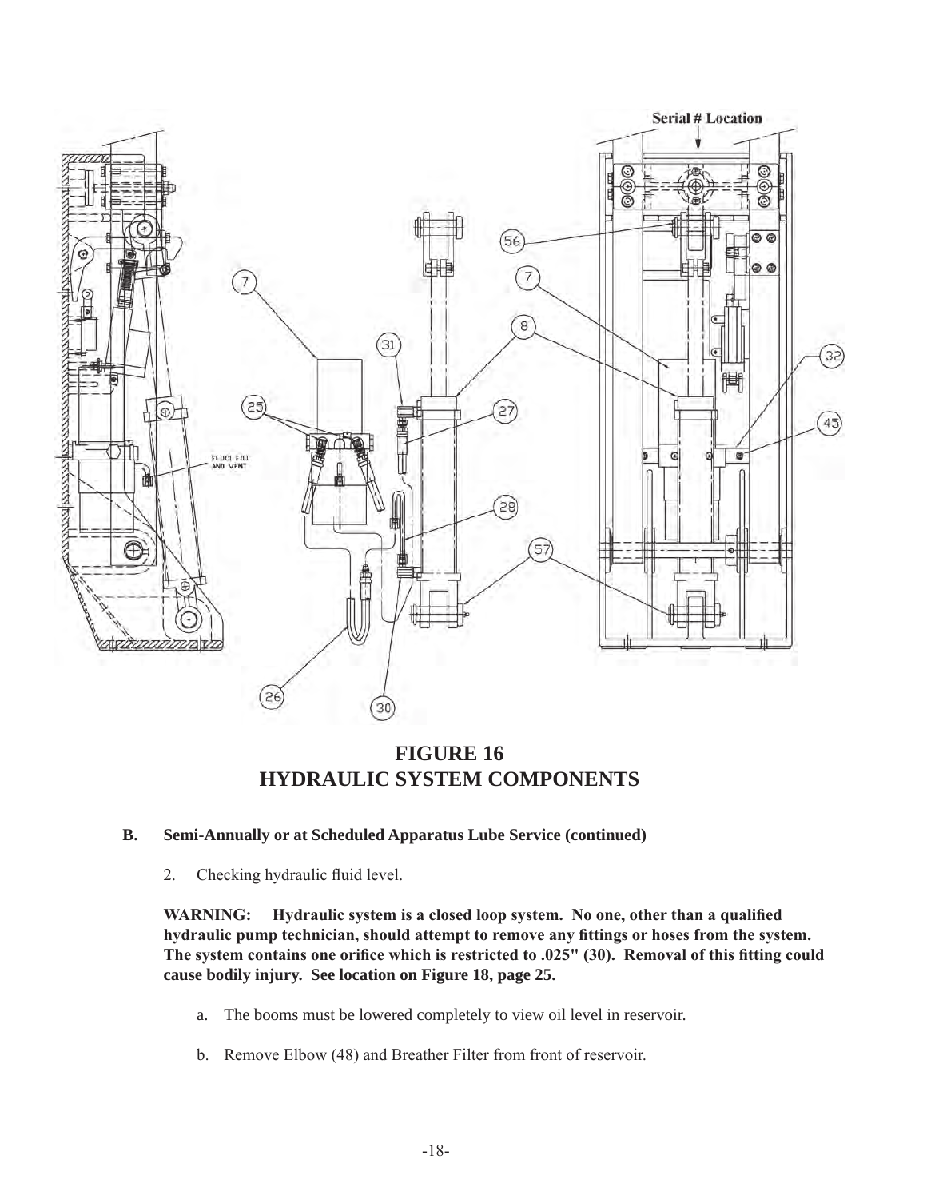Serial # Location

FLUID FILL AND VENT

**FIGURE 16**
**HYDRAULIC SYSTEM COMPONENTS**

**B. Semi-Annually or at Scheduled Apparatus Lube Service (continued)**

2. Checking hydraulic fluid level.

**WARNING: Hydraulic system is a closed loop system. No one, other than a qualified hydraulic pump technician, should attempt to remove any fittings or hoses from the system. The system contains one orifice which is restricted to .025" (30). Removal of this fitting could cause bodily injury. See location on Figure 18, page 25.**

a. The booms must be lowered completely to view oil level in reservoir.

b. Remove Elbow (48) and Breather Filter from front of reservoir.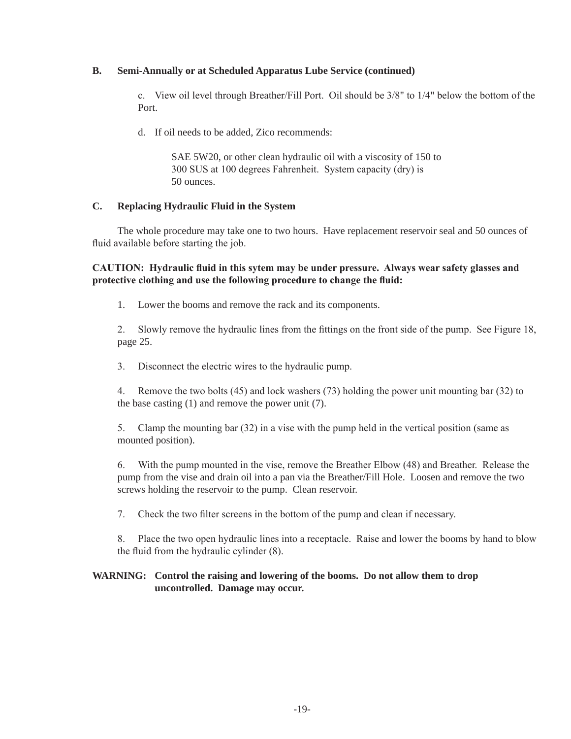**B. Semi-Annually or at Scheduled Apparatus Lube Service (continued)**

c. View oil level through Breather/Fill Port. Oil should be 3/8" to 1/4" below the bottom of the Port.

d. If oil needs to be added, Zico recommends:

SAE 5W20, or other clean hydraulic oil with a viscosity of 150 to 300 SUS at 100 degrees Fahrenheit. System capacity (dry) is 50 ounces.

**C. Replacing Hydraulic Fluid in the System**

The whole procedure may take one to two hours. Have replacement reservoir seal and 50 ounces of fluid available before starting the job.

**CAUTION: Hydraulic fluid in this sytem may be under pressure. Always wear safety glasses and protective clothing and use the following procedure to change the fluid:**

1. Lower the booms and remove the rack and its components.

2. Slowly remove the hydraulic lines from the fittings on the front side of the pump. See Figure 18, page 25.

3. Disconnect the electric wires to the hydraulic pump.

4. Remove the two bolts (45) and lock washers (73) holding the power unit mounting bar (32) to the base casting (1) and remove the power unit (7).

5. Clamp the mounting bar (32) in a vise with the pump held in the vertical position (same as mounted position).

6. With the pump mounted in the vise, remove the Breather Elbow (48) and Breather. Release the pump from the vise and drain oil into a pan via the Breather/Fill Hole. Loosen and remove the two screws holding the reservoir to the pump. Clean reservoir.

7. Check the two filter screens in the bottom of the pump and clean if necessary.

8. Place the two open hydraulic lines into a receptacle. Raise and lower the booms by hand to blow the fluid from the hydraulic cylinder (8).

**WARNING: Control the raising and lowering of the booms. Do not allow them to drop uncontrolled. Damage may occur.**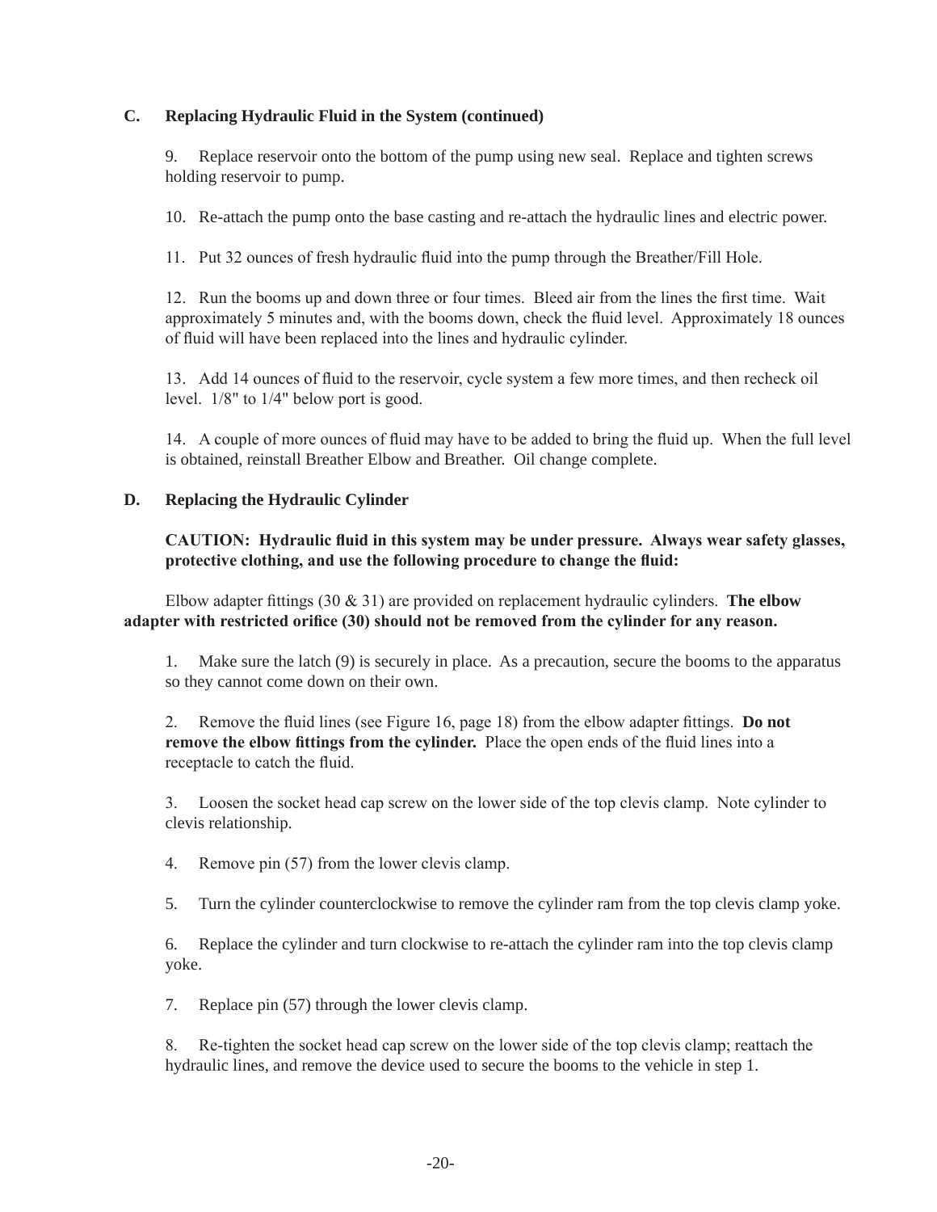### C. Replacing Hydraulic Fluid in the System (continued)

9. Replace reservoir onto the bottom of the pump using new seal. Replace and tighten screws holding reservoir to pump.

10. Re-attach the pump onto the base casting and re-attach the hydraulic lines and electric power.

11. Put 32 ounces of fresh hydraulic fluid into the pump through the Breather/Fill Hole.

12. Run the booms up and down three or four times. Bleed air from the lines the first time. Wait approximately 5 minutes and, with the booms down, check the fluid level. Approximately 18 ounces of fluid will have been replaced into the lines and hydraulic cylinder.

13. Add 14 ounces of fluid to the reservoir, cycle system a few more times, and then recheck oil level. 1/8" to 1/4" below port is good.

14. A couple of more ounces of fluid may have to be added to bring the fluid up. When the full level is obtained, reinstall Breather Elbow and Breather. Oil change complete.

### D. Replacing the Hydraulic Cylinder

**CAUTION: Hydraulic fluid in this system may be under pressure. Always wear safety glasses, protective clothing, and use the following procedure to change the fluid:**

Elbow adapter fittings (30 & 31) are provided on replacement hydraulic cylinders. **The elbow adapter with restricted orifice (30) should not be removed from the cylinder for any reason.**

1. Make sure the latch (9) is securely in place. As a precaution, secure the booms to the apparatus so they cannot come down on their own.

2. Remove the fluid lines (see Figure 16, page 18) from the elbow adapter fittings. **Do not remove the elbow fittings from the cylinder.** Place the open ends of the fluid lines into a receptacle to catch the fluid.

3. Loosen the socket head cap screw on the lower side of the top clevis clamp. Note cylinder to clevis relationship.

4. Remove pin (57) from the lower clevis clamp.

5. Turn the cylinder counterclockwise to remove the cylinder ram from the top clevis clamp yoke.

6. Replace the cylinder and turn clockwise to re-attach the cylinder ram into the top clevis clamp yoke.

7. Replace pin (57) through the lower clevis clamp.

8. Re-tighten the socket head cap screw on the lower side of the top clevis clamp; reattach the hydraulic lines, and remove the device used to secure the booms to the vehicle in step 1.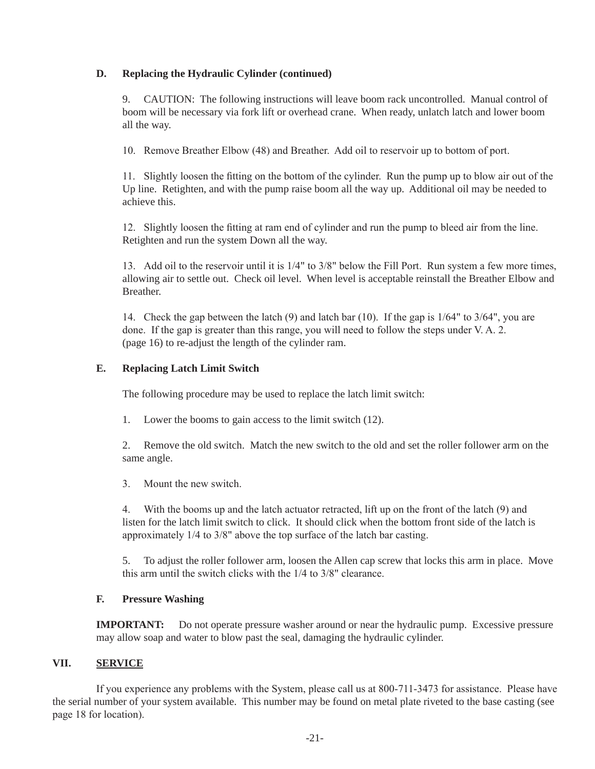### D. Replacing the Hydraulic Cylinder (continued)

9. CAUTION: The following instructions will leave boom rack uncontrolled. Manual control of boom will be necessary via fork lift or overhead crane. When ready, unlatch latch and lower boom all the way.

10. Remove Breather Elbow (48) and Breather. Add oil to reservoir up to bottom of port.

11. Slightly loosen the fitting on the bottom of the cylinder. Run the pump up to blow air out of the Up line. Retighten, and with the pump raise boom all the way up. Additional oil may be needed to achieve this.

12. Slightly loosen the fitting at ram end of cylinder and run the pump to bleed air from the line. Retighten and run the system Down all the way.

13. Add oil to the reservoir until it is 1/4" to 3/8" below the Fill Port. Run system a few more times, allowing air to settle out. Check oil level. When level is acceptable reinstall the Breather Elbow and Breather.

14. Check the gap between the latch (9) and latch bar (10). If the gap is 1/64" to 3/64", you are done. If the gap is greater than this range, you will need to follow the steps under V. A. 2. (page 16) to re-adjust the length of the cylinder ram.

### E. Replacing Latch Limit Switch

The following procedure may be used to replace the latch limit switch:

1. Lower the booms to gain access to the limit switch (12).

2. Remove the old switch. Match the new switch to the old and set the roller follower arm on the same angle.

3. Mount the new switch.

4. With the booms up and the latch actuator retracted, lift up on the front of the latch (9) and listen for the latch limit switch to click. It should click when the bottom front side of the latch is approximately 1/4 to 3/8" above the top surface of the latch bar casting.

5. To adjust the roller follower arm, loosen the Allen cap screw that locks this arm in place. Move this arm until the switch clicks with the 1/4 to 3/8" clearance.

### F. Pressure Washing

**IMPORTANT:** Do not operate pressure washer around or near the hydraulic pump. Excessive pressure may allow soap and water to blow past the seal, damaging the hydraulic cylinder.

## VII. SERVICE

If you experience any problems with the System, please call us at 800-711-3473 for assistance. Please have the serial number of your system available. This number may be found on metal plate riveted to the base casting (see page 18 for location).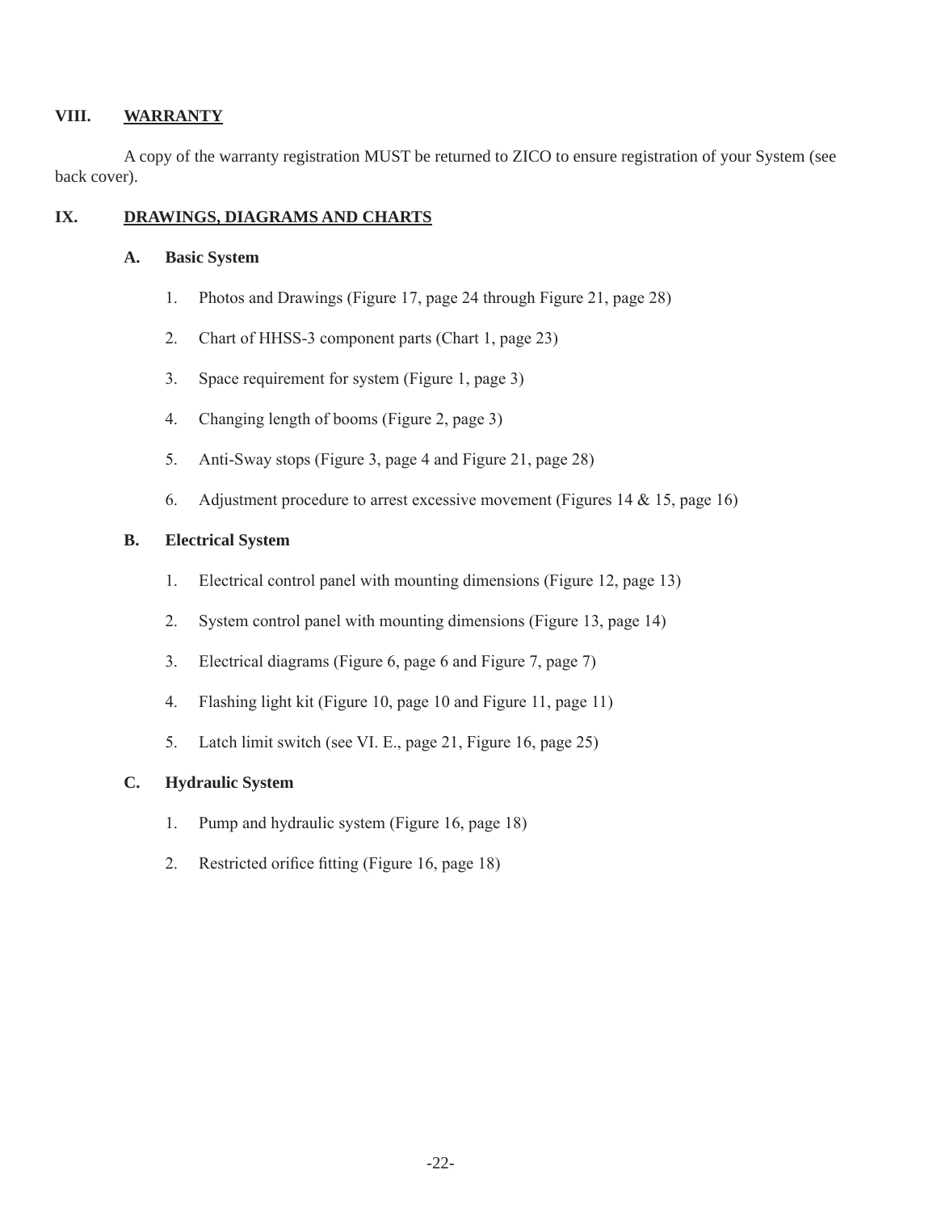## VIII. WARRANTY

A copy of the warranty registration MUST be returned to ZICO to ensure registration of your System (see back cover).

## IX. DRAWINGS, DIAGRAMS AND CHARTS

### A. Basic System

1. Photos and Drawings (Figure 17, page 24 through Figure 21, page 28)
2. Chart of HHSS-3 component parts (Chart 1, page 23)
3. Space requirement for system (Figure 1, page 3)
4. Changing length of booms (Figure 2, page 3)
5. Anti-Sway stops (Figure 3, page 4 and Figure 21, page 28)
6. Adjustment procedure to arrest excessive movement (Figures 14 & 15, page 16)

### B. Electrical System

1. Electrical control panel with mounting dimensions (Figure 12, page 13)
2. System control panel with mounting dimensions (Figure 13, page 14)
3. Electrical diagrams (Figure 6, page 6 and Figure 7, page 7)
4. Flashing light kit (Figure 10, page 10 and Figure 11, page 11)
5. Latch limit switch (see VI. E., page 21, Figure 16, page 25)

### C. Hydraulic System

1. Pump and hydraulic system (Figure 16, page 18)
2. Restricted orifice fitting (Figure 16, page 18)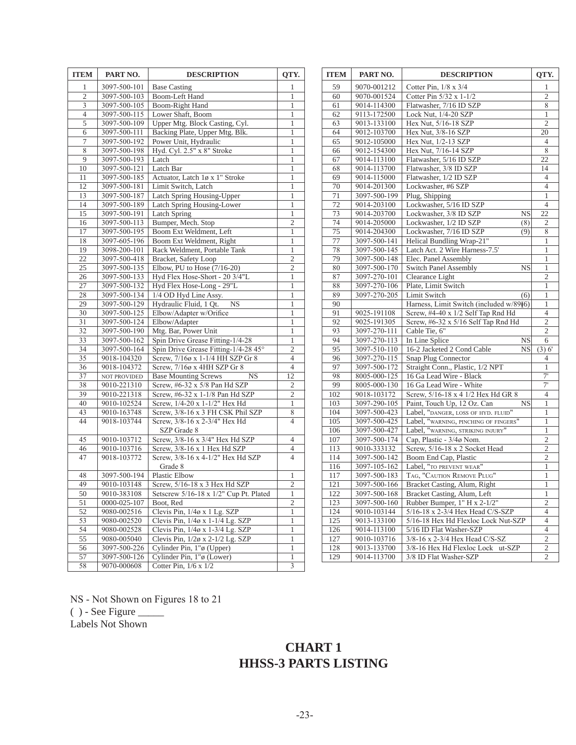| ITEM | PART NO. | DESCRIPTION | QTY. |
|---|---|---|---|
| 1 | 3097-500-101 | Base Casting | 1 |
| 2 | 3097-500-103 | Boom-Left Hand | 1 |
| 3 | 3097-500-105 | Boom-Right Hand | 1 |
| 4 | 3097-500-115 | Lower Shaft, Boom | 1 |
| 5 | 3097-500-109 | Upper Mtg. Block Casting, Cyl. | 1 |
| 6 | 3097-500-111 | Backing Plate, Upper Mtg. Blk. | 1 |
| 7 | 3097-500-192 | Power Unit, Hydraulic | 1 |
| 8 | 3097-500-198 | Hyd. Cyl. 2.5" x 8" Stroke | 1 |
| 9 | 3097-500-193 | Latch | 1 |
| 10 | 3097-500-121 | Latch Bar | 1 |
| 11 | 3097-500-185 | Actuator, Latch 1ø x 1" Stroke | 1 |
| 12 | 3097-500-181 | Limit Switch, Latch | 1 |
| 13 | 3097-500-187 | Latch Spring Housing-Upper | 1 |
| 14 | 3097-500-189 | Latch Spring Housing-Lower | 1 |
| 15 | 3097-500-191 | Latch Spring | 1 |
| 16 | 3097-500-113 | Bumper, Mech. Stop | 2 |
| 17 | 3097-500-195 | Boom Ext Weldment, Left | 1 |
| 18 | 3097-605-196 | Boom Ext Weldment, Right | 1 |
| 19 | 3098-200-101 | Rack Weldment, Portable Tank | 1 |
| 22 | 3097-500-418 | Bracket, Safety Loop | 2 |
| 25 | 3097-500-135 | Elbow, PU to Hose (7/16-20) | 2 |
| 26 | 3097-500-133 | Hyd Flex Hose-Short - 20 3/4"L | 1 |
| 27 | 3097-500-132 | Hyd Flex Hose-Long - 29"L | 1 |
| 28 | 3097-500-134 | 1/4 OD Hyd Line Assy. | 1 |
| 29 | 3097-500-129 | Hydraulic Fluid, 1 Qt. NS | 1 |
| 30 | 3097-500-125 | Elbow/Adapter w/Orifice | 1 |
| 31 | 3097-500-124 | Elbow/Adapter | 1 |
| 32 | 3097-500-190 | Mtg. Bar, Power Unit | 1 |
| 33 | 3097-500-162 | Spin Drive Grease Fitting-1/4-28 | 1 |
| 34 | 3097-500-164 | Spin Drive Grease Fitting-1/4-28 45° | 2 |
| 35 | 9018-104320 | Screw, 7/16ø x 1-1/4 HH SZP Gr 8 | 4 |
| 36 | 9018-104372 | Screw, 7/16ø x 4HH SZP Gr 8 | 4 |
| 37 | NOT PROVIDED | Base Mounting Screws NS | 12 |
| 38 | 9010-221310 | Screw, #6-32 x 5/8 Pan Hd SZP | 2 |
| 39 | 9010-221318 | Screw, #6-32 x 1-1/8 Pan Hd SZP | 2 |
| 40 | 9010-102524 | Screw, 1/4-20 x 1-1/2" Hex Hd | 1 |
| 43 | 9010-163748 | Screw, 3/8-16 x 3 FH CSK Phil SZP | 8 |
| 44 | 9018-103744 | Screw, 3/8-16 x 2-3/4" Hex Hd SZP Grade 8 | 4 |
| 45 | 9010-103712 | Screw, 3/8-16 x 3/4" Hex Hd SZP | 4 |
| 46 | 9010-103716 | Screw, 3/8-16 x 1 Hex Hd SZP | 4 |
| 47 | 9018-103772 | Screw, 3/8-16 x 4-1/2" Hex Hd SZP Grade 8 | 4 |
| 48 | 3097-500-194 | Plastic Elbow | 1 |
| 49 | 9010-103148 | Screw, 5/16-18 x 3 Hex Hd SZP | 2 |
| 50 | 9010-383108 | Setscrew 5/16-18 x 1/2" Cup Pt. Plated | 1 |
| 51 | 0000-025-107 | Boot, Red | 2 |
| 52 | 9080-002516 | Clevis Pin, 1/4ø x 1 Lg. SZP | 1 |
| 53 | 9080-002520 | Clevis Pin, 1/4ø x 1-1/4 Lg. SZP | 1 |
| 54 | 9080-002528 | Clevis Pin, 1/4ø x 1-3/4 Lg. SZP | 1 |
| 55 | 9080-005040 | Clevis Pin, 1/2ø x 2-1/2 Lg. SZP | 1 |
| 56 | 3097-500-226 | Cylinder Pin, 1"ø (Upper) | 1 |
| 57 | 3097-500-126 | Cylinder Pin, 1"ø (Lower) | 1 |
| 58 | 9070-000608 | Cotter Pin, 1/6 x 1/2 | 3 |
| 59 | 9070-001212 | Cotter Pin, 1/8 x 3/4 | 1 |
| 60 | 9070-001524 | Cotter Pin 5/32 x 1-1/2 | 2 |
| 61 | 9014-114300 | Flatwasher, 7/16 ID SZP | 8 |
| 62 | 9113-172500 | Lock Nut, 1/4-20 SZP | 1 |
| 63 | 9013-133100 | Hex Nut, 5/16-18 SZP | 2 |
| 64 | 9012-103700 | Hex Nut, 3/8-16 SZP | 20 |
| 65 | 9012-105000 | Hex Nut, 1/2-13 SZP | 4 |
| 66 | 9012-154300 | Hex Nut, 7/16-14 SZP | 8 |
| 67 | 9014-113100 | Flatwasher, 5/16 ID SZP | 22 |
| 68 | 9014-113700 | Flatwasher, 3/8 ID SZP | 14 |
| 69 | 9014-115000 | Flatwasher, 1/2 ID SZP | 4 |
| 70 | 9014-201300 | Lockwasher, #6 SZP | 4 |
| 71 | 3097-500-199 | Plug, Shipping | 1 |
| 72 | 9014-203100 | Lockwasher, 5/16 ID SZP | 4 |
| 73 | 9014-203700 | Lockwasher, 3/8 ID SZP NS | 22 |
| 74 | 9014-205000 | Lockwasher, 1/2 ID SZP (8) | 2 |
| 75 | 9014-204300 | Lockwasher, 7/16 ID SZP (9) | 8 |
| 77 | 3097-500-141 | Helical Bundling Wrap-21" | 1 |
| 78 | 3097-500-145 | Latch Act. 2 Wire Harness-7.5' | 1 |
| 79 | 3097-500-148 | Elec. Panel Assembly | 1 |
| 80 | 3097-500-170 | Switch Panel Assembly NS | 1 |
| 87 | 3097-270-101 | Clearance Light | 2 |
| 88 | 3097-270-106 | Plate, Limit Switch | 1 |
| 89 | 3097-270-205 | Limit Switch (6) | 1 |
| 90 | | Harness, Limit Switch (included w/89)(6) | 1 |
| 91 | 9025-191108 | Screw, #4-40 x 1/2 Self Tap Rnd Hd | 4 |
| 92 | 9025-191305 | Screw, #6-32 x 5/16 Self Tap Rnd Hd | 2 |
| 93 | 3097-270-111 | Cable Tie, 6" | 2 |
| 94 | 3097-270-113 | In Line Splice NS | 6 |
| 95 | 3097-510-110 | 16-2 Jacketed 2 Cond Cable NS | (3) 6' |
| 96 | 3097-270-115 | Snap Plug Connector | 4 |
| 97 | 3097-500-172 | Straight Conn., Plastic, 1/2 NPT | 1 |
| 98 | 8005-000-125 | 16 Ga Lead Wire - Black | 7' |
| 99 | 8005-000-130 | 16 Ga Lead Wire - White | 7' |
| 102 | 9018-103172 | Screw, 5/16-18 x 4 1/2 Hex Hd GR 8 | 4 |
| 103 | 3097-290-105 | Paint, Touch Up, 12 Oz. Can NS | 1 |
| 104 | 3097-500-423 | Label, "DANGER, LOSS OF HYD. FLUID" | 1 |
| 105 | 3097-500-425 | Label, "WARNING, PINCHING OF FINGERS" | 1 |
| 106 | 3097-500-427 | Label, "WARNING, STRIKING INJURY" | 1 |
| 107 | 3097-500-174 | Cap, Plastic - 3/4ø Nom. | 2 |
| 113 | 9010-333132 | Screw, 5/16-18 x 2 Socket Head | 2 |
| 114 | 3097-500-142 | Boom End Cap, Plastic | 2 |
| 116 | 3097-105-162 | Label, "TO PREVENT WEAR" | 1 |
| 117 | 3097-500-183 | TAG, "CAUTION REMOVE PLUG" | 1 |
| 121 | 3097-500-166 | Bracket Casting, Alum, Right | 1 |
| 122 | 3097-500-168 | Bracket Casting, Alum, Left | 1 |
| 123 | 3097-500-160 | Rubber Bumper, 1" H x 2-1/2" | 2 |
| 124 | 9010-103144 | 5/16-18 x 2-3/4 Hex Head C/S-SZP | 4 |
| 125 | 9013-133100 | 5/16-18 Hex Hd Flexloc Lock Nut-SZP | 4 |
| 126 | 9014-113100 | 5/16 ID Flat Washer-SZP | 4 |
| 127 | 9010-103716 | 3/8-16 x 2-3/4 Hex Head C/S-SZ | 2 |
| 128 | 9013-133700 | 3/8-16 Hex Hd Flexloc Lock ut-SZP | 2 |
| 129 | 9014-113700 | 3/8 ID Flat Washer-SZP | 2 |

NS - Not Shown on Figures 18 to 21
( ) - See Figure _____
Labels Not Shown

## CHART 1
## HHSS-3 PARTS LISTING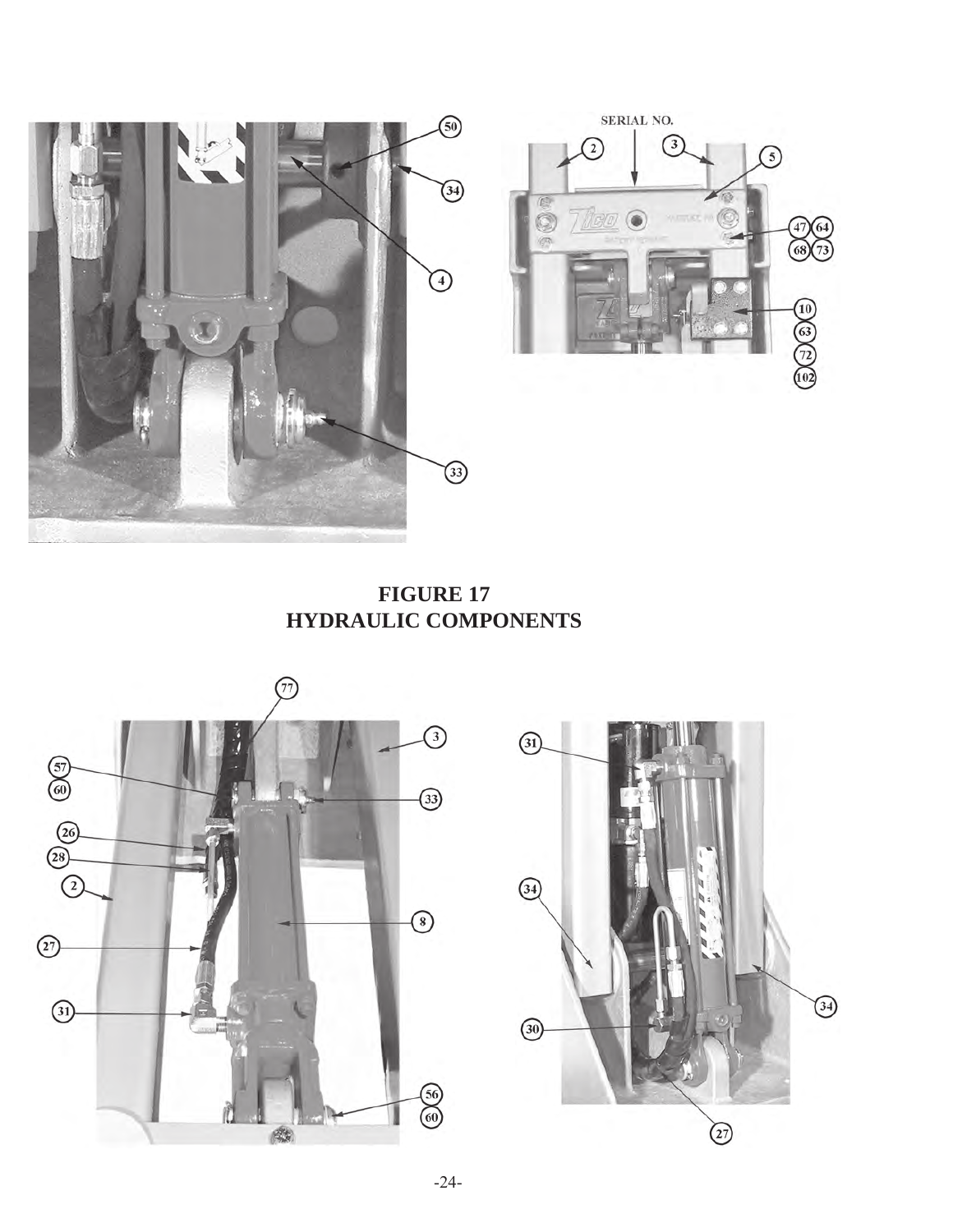**FIGURE 17**
**HYDRAULIC COMPONENTS**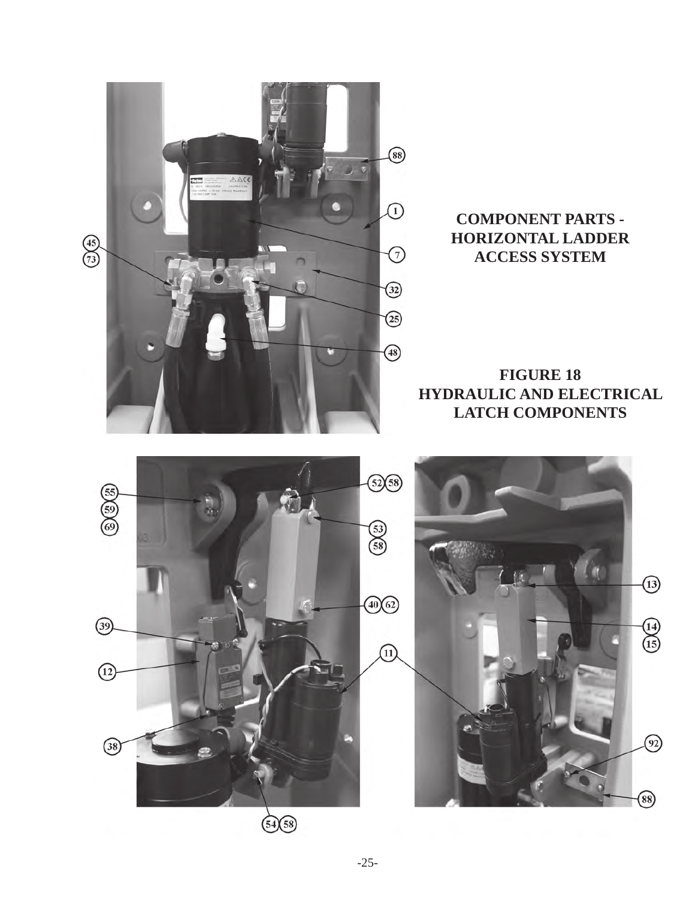**COMPONENT PARTS - HORIZONTAL LADDER ACCESS SYSTEM**

**FIGURE 18**
**HYDRAULIC AND ELECTRICAL LATCH COMPONENTS**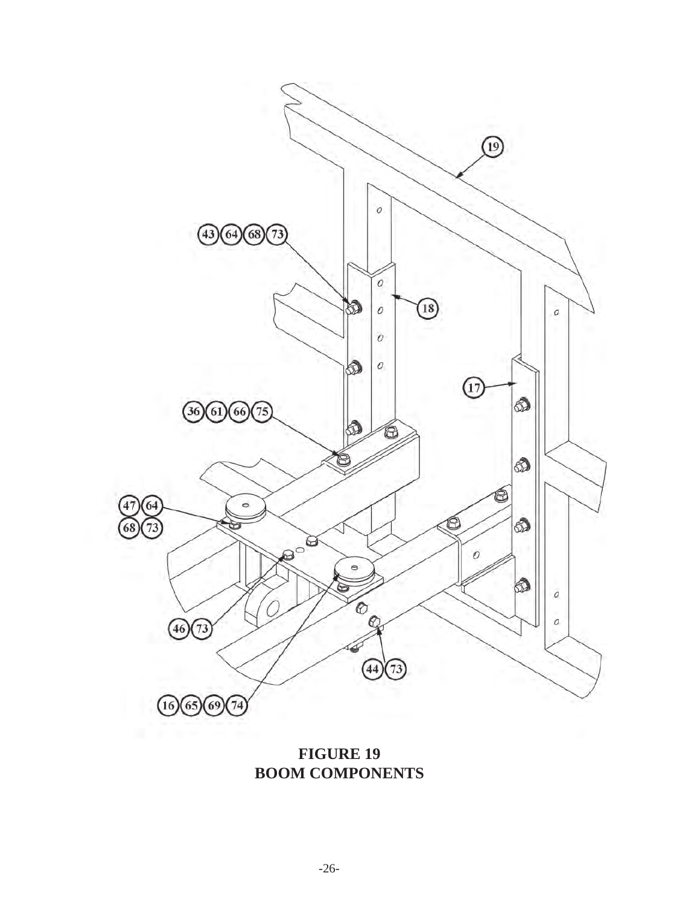**FIGURE 19**
**BOOM COMPONENTS**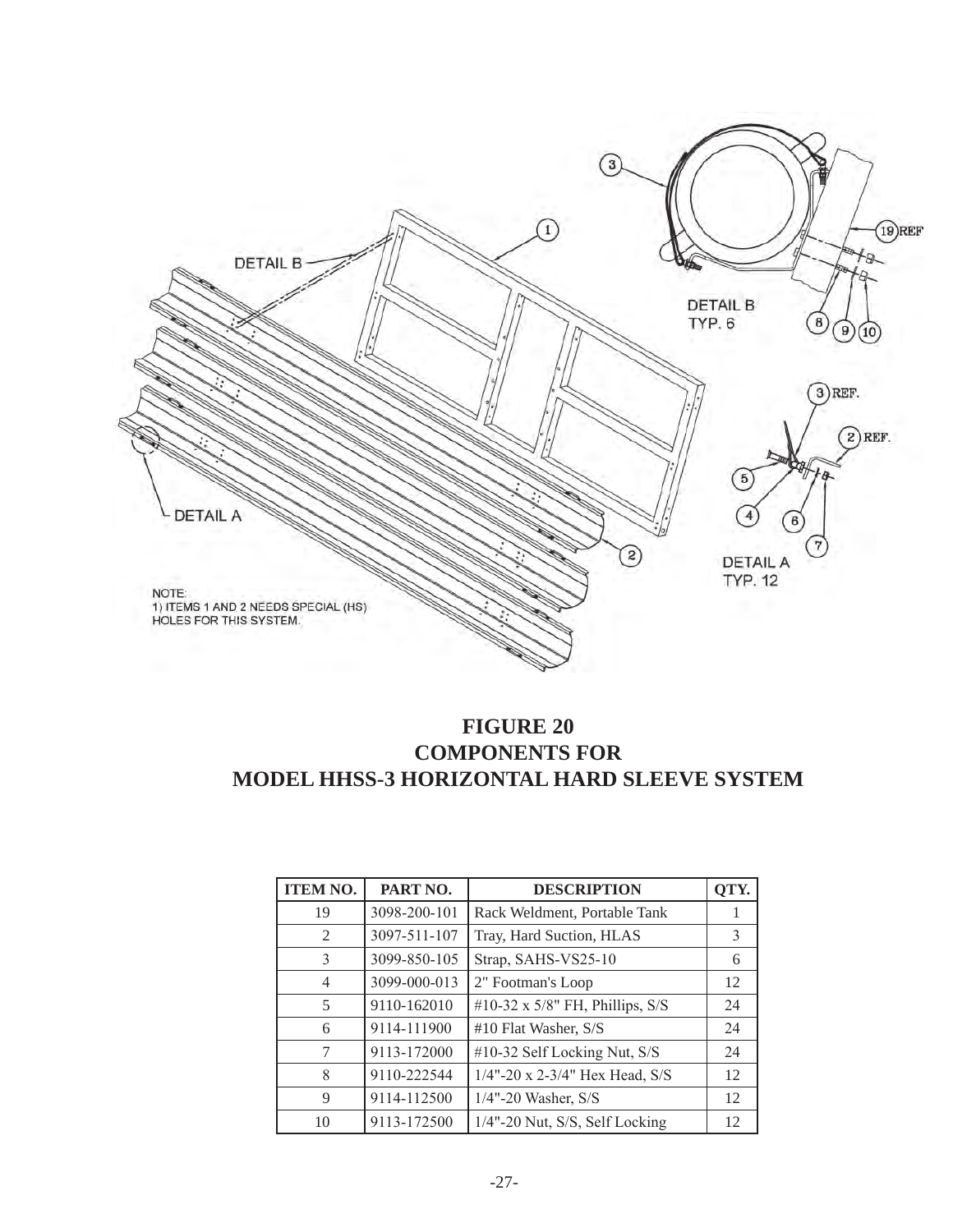DETAIL B

DETAIL A

NOTE:
1) ITEMS 1 AND 2 NEEDS SPECIAL (HS) HOLES FOR THIS SYSTEM.

DETAIL B
TYP. 6

DETAIL A
TYP. 12

**FIGURE 20**
**COMPONENTS FOR**
**MODEL HHSS-3 HORIZONTAL HARD SLEEVE SYSTEM**

| ITEM NO. | PART NO. | DESCRIPTION | QTY. |
|---|---|---|---|
| 19 | 3098-200-101 | Rack Weldment, Portable Tank | 1 |
| 2 | 3097-511-107 | Tray, Hard Suction, HLAS | 3 |
| 3 | 3099-850-105 | Strap, SAHS-VS25-10 | 6 |
| 4 | 3099-000-013 | 2" Footman's Loop | 12 |
| 5 | 9110-162010 | #10-32 x 5/8" FH, Phillips, S/S | 24 |
| 6 | 9114-111900 | #10 Flat Washer, S/S | 24 |
| 7 | 9113-172000 | #10-32 Self Locking Nut, S/S | 24 |
| 8 | 9110-222544 | 1/4"-20 x 2-3/4" Hex Head, S/S | 12 |
| 9 | 9114-112500 | 1/4"-20 Washer, S/S | 12 |
| 10 | 9113-172500 | 1/4"-20 Nut, S/S, Self Locking | 12 |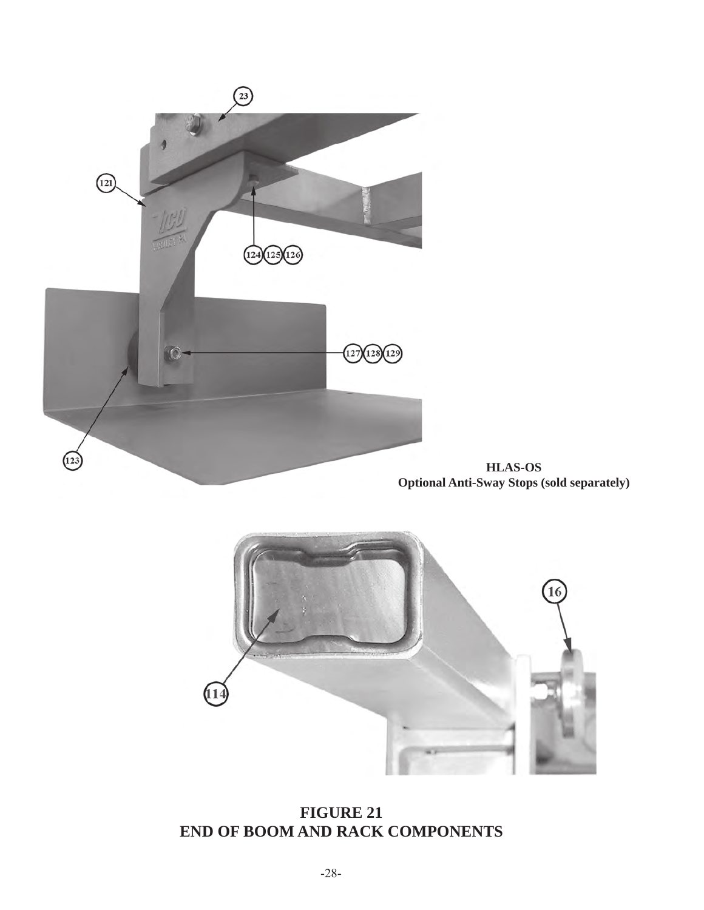23

121

124 125 126

127 128 129

123

**HLAS-OS**
**Optional Anti-Sway Stops (sold separately)**

16

114

## FIGURE 21
## END OF BOOM AND RACK COMPONENTS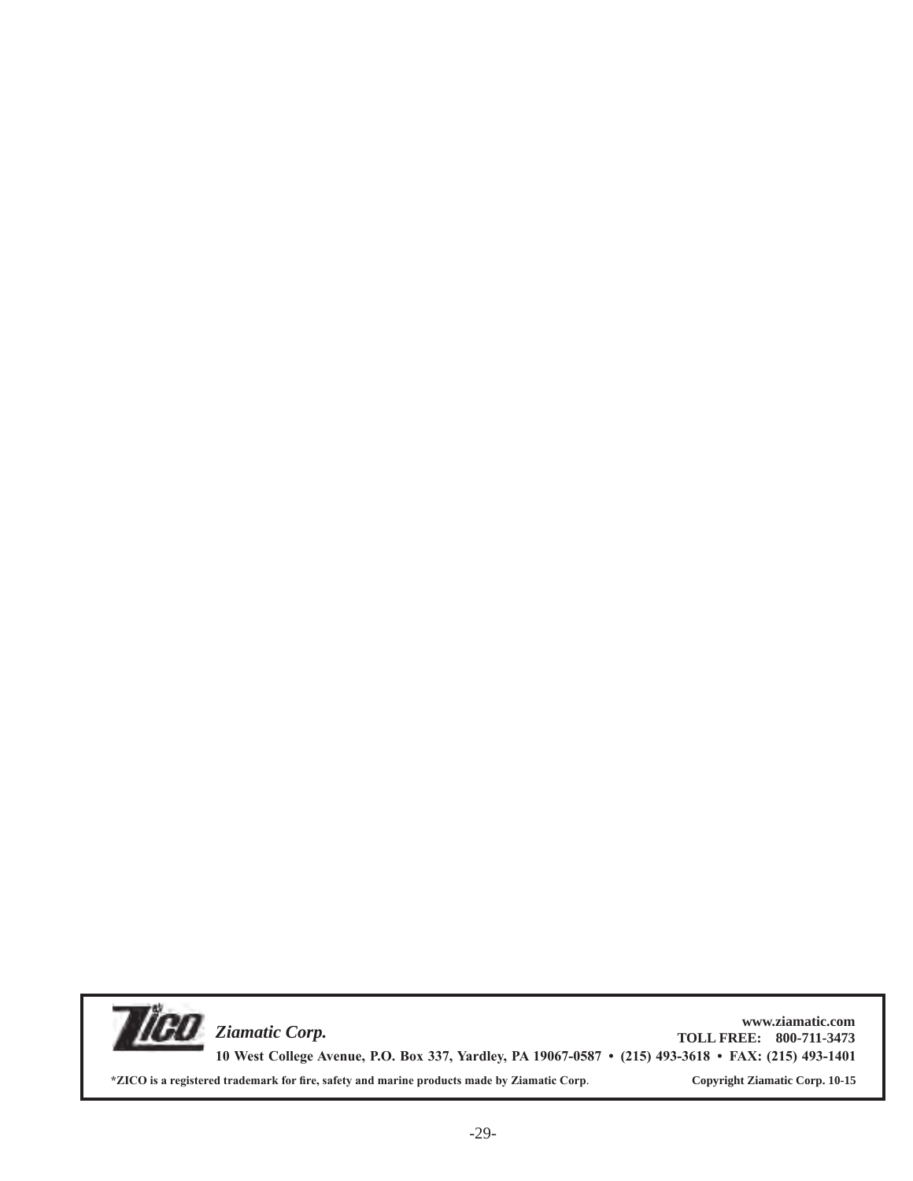**ZICO** *Ziamatic Corp.*

**www.ziamatic.com**
**TOLL FREE: 800-711-3473**

**10 West College Avenue, P.O. Box 337, Yardley, PA 19067-0587 • (215) 493-3618 • FAX: (215) 493-1401**

**\*ZICO is a registered trademark for fire, safety and marine products made by Ziamatic Corp.** **Copyright Ziamatic Corp. 10-15**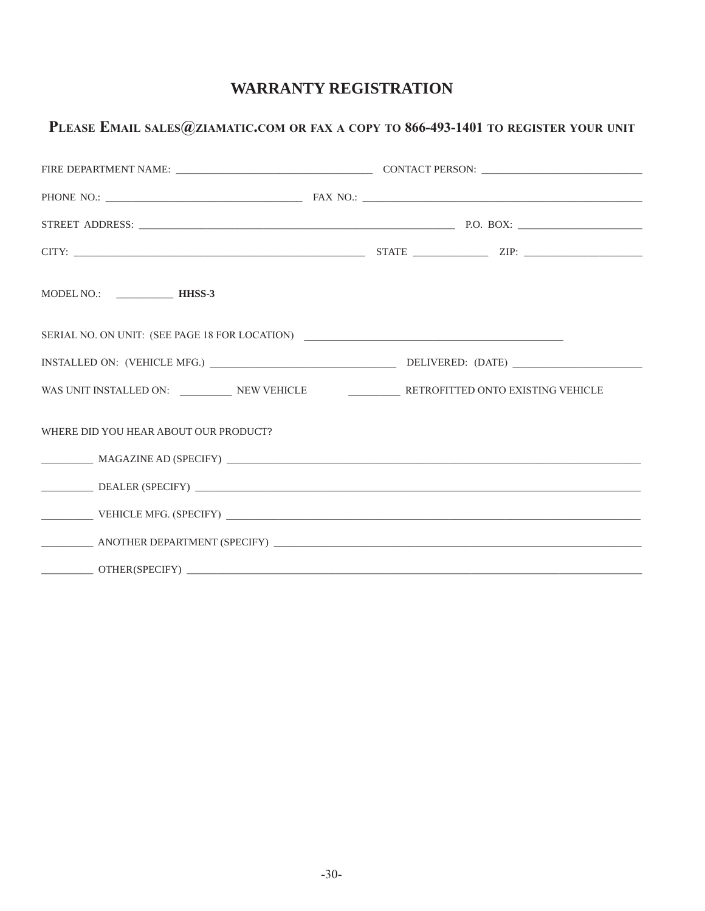# WARRANTY REGISTRATION

## PLEASE EMAIL SALES@ZIAMATIC.COM OR FAX A COPY TO 866-493-1401 TO REGISTER YOUR UNIT

FIRE DEPARTMENT NAME: ____________________________________ CONTACT PERSON: ______________________________

PHONE NO.: ____________________________________ FAX NO.: ______________________________________________________

STREET ADDRESS: ____________________________________________________________ P.O. BOX: _______________________

CITY: _________________________________________________________ STATE ______________ ZIP: ______________________

MODEL NO.: ___________ **HHSS-3**

SERIAL NO. ON UNIT: (SEE PAGE 18 FOR LOCATION) __________________________________________________

INSTALLED ON: (VEHICLE MFG.) __________________________________ DELIVERED: (DATE) ________________________

WAS UNIT INSTALLED ON: __________ NEW VEHICLE __________ RETROFITTED ONTO EXISTING VEHICLE

WHERE DID YOU HEAR ABOUT OUR PRODUCT?

__________ MAGAZINE AD (SPECIFY) ______________________________________________________________________________

__________ DEALER (SPECIFY) ___________________________________________________________________________________

__________ VEHICLE MFG. (SPECIFY) ______________________________________________________________________________

__________ ANOTHER DEPARTMENT (SPECIFY) _______________________________________________________________________

__________ OTHER(SPECIFY) _____________________________________________________________________________________